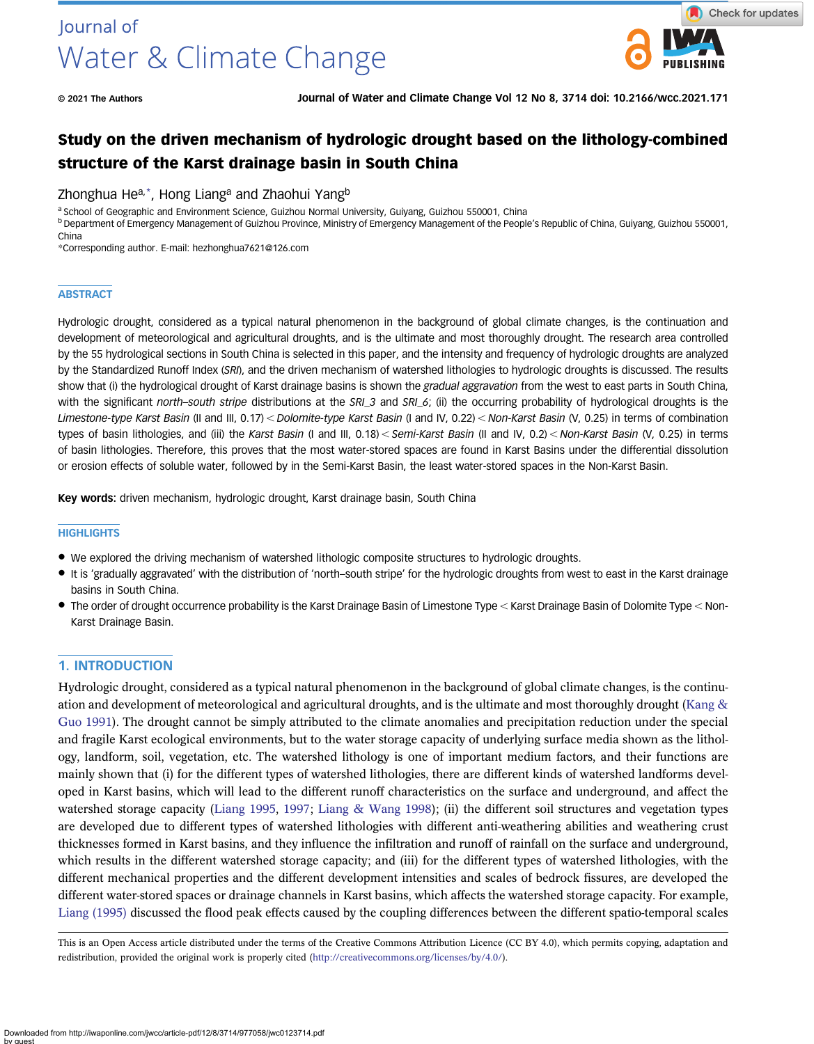# Study on the driven mechanism of hydrologic drought based on the lithology-combined structure of the Karst drainage basin in South China

Zhonghua He[a,*], Hong Liang[a] and Zhaohui Yang[b]

[a] School of Geographic and Environment Science, Guizhou Normal University, Guiyang, Guizhou 550001, China
[b] Department of Emergency Management of Guizhou Province, Ministry of Emergency Management of the People's Republic of China, Guiyang, Guizhou 550001, China
*Corresponding author. E-mail: hezhonghua7621@126.com

## ABSTRACT

Hydrologic drought, considered as a typical natural phenomenon in the background of global climate changes, is the continuation and development of meteorological and agricultural droughts, and is the ultimate and most thoroughly drought. The research area controlled by the 55 hydrological sections in South China is selected in this paper, and the intensity and frequency of hydrological droughts are analyzed by the Standardized Runoff Index (*SRI*), and the driven mechanism of watershed lithologies to hydrologic droughts is discussed. The results show that (i) the hydrological drought of Karst drainage basins is shown the *gradual aggravation* from the west to east parts in South China, with the significant *north–south stripe* distributions at the *SRI_3* and *SRI_6*; (ii) the occurring probability of hydrological droughts is the *Limestone-type Karst Basin* (II and III, 0.17) < *Dolomite-type Karst Basin* (I and IV, 0.22) < *Non-Karst Basin* (V, 0.25) in terms of combination types of basin lithologies, and (iii) the *Karst Basin* (I and III, 0.18) < *Semi-Karst Basin* (II and IV, 0.2) < *Non-Karst Basin* (V, 0.25) in terms of basin lithologies. Therefore, this proves that the most water-stored spaces are found in Karst Basins under the differential dissolution or erosion effects of soluble water, followed by in the Semi-Karst Basin, the least water-stored spaces in the Non-Karst Basin.

**Key words:** driven mechanism, hydrologic drought, Karst drainage basin, South China

## HIGHLIGHTS

- We explored the driving mechanism of watershed lithologic composite structures to hydrologic droughts.
- It is 'gradually aggravated' with the distribution of 'north–south stripe' for the hydrologic droughts from west to east in the Karst drainage basins in South China.
- The order of drought occurrence probability is the Karst Drainage Basin of Limestone Type < Karst Drainage Basin of Dolomite Type < Non-Karst Drainage Basin.

## 1. INTRODUCTION

Hydrologic drought, considered as a typical natural phenomenon in the background of global climate changes, is the continuation and development of meteorological and agricultural droughts, and is the ultimate and most thoroughly drought (Kang & Guo 1991). The drought cannot be simply attributed to the climate anomalies and precipitation reduction under the special and fragile Karst ecological environments, but to the water storage capacity of underlying surface media shown as the lithology, landform, soil, vegetation, etc. The watershed lithology is one of important medium factors, and their functions are mainly shown that (i) for the different types of watershed lithologies, there are different kinds of watershed landforms developed in Karst basins, which will lead to the different runoff characteristics on the surface and underground, and affect the watershed storage capacity (Liang 1995, 1997; Liang & Wang 1998); (ii) the different soil structures and vegetation types are developed due to different types of watershed lithologies with different anti-weathering abilities and weathering crust thicknesses formed in Karst basins, and they influence the infiltration and runoff of rainfall on the surface and underground, which results in the different watershed storage capacity; and (iii) for the different types of watershed lithologies, with the different mechanical properties and the different development intensities and scales of bedrock fissures, are developed the different water-stored spaces or drainage channels in Karst basins, which affects the watershed storage capacity. For example, Liang (1995) discussed the flood peak effects caused by the coupling differences between the different spatio-temporal scales

This is an Open Access article distributed under the terms of the Creative Commons Attribution Licence (CC BY 4.0), which permits copying, adaptation and redistribution, provided the original work is properly cited (http://creativecommons.org/licenses/by/4.0/).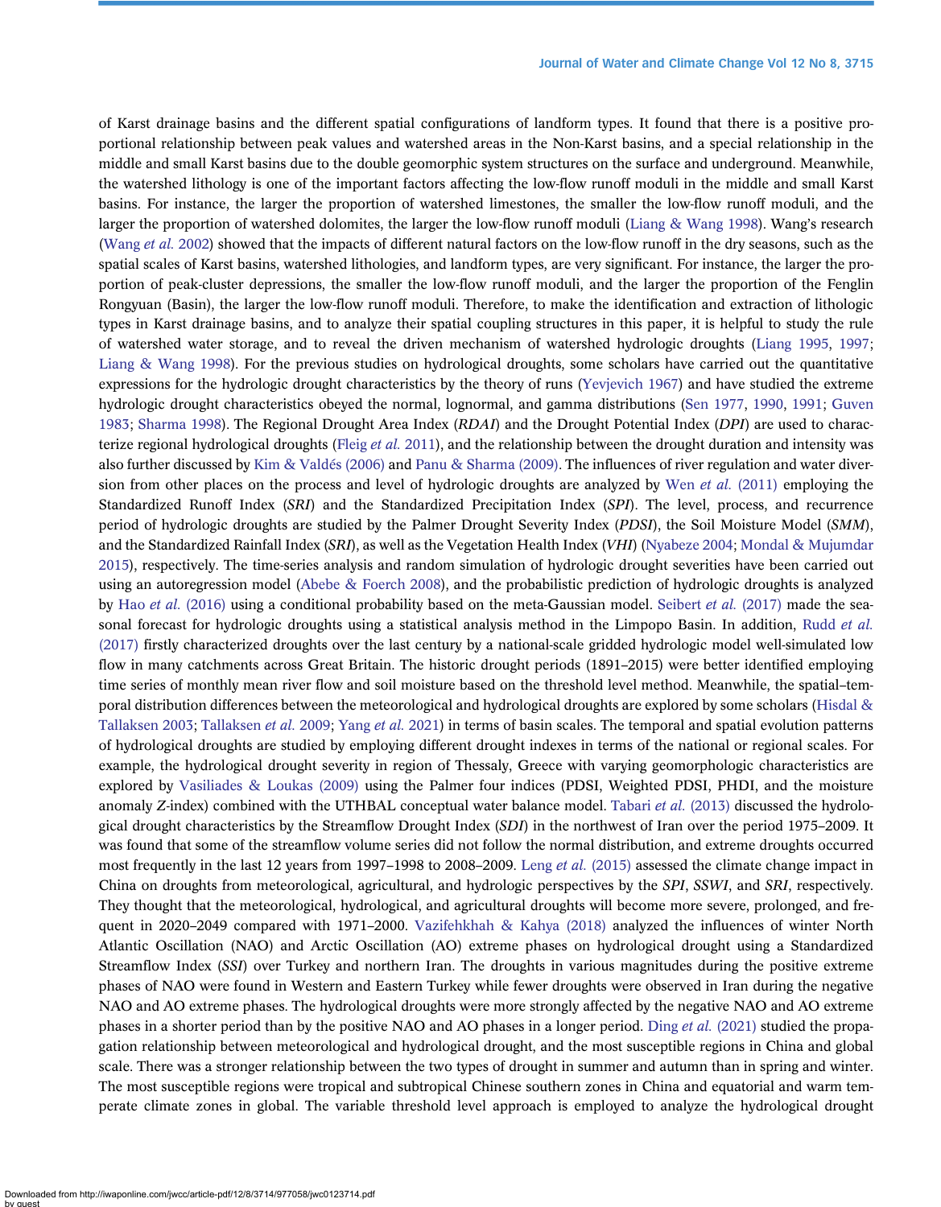of Karst drainage basins and the different spatial configurations of landform types. It found that there is a positive proportional relationship between peak values and watershed areas in the Non-Karst basins, and a special relationship in the middle and small Karst basins due to the double geomorphic system structures on the surface and underground. Meanwhile, the watershed lithology is one of the important factors affecting the low-flow runoff moduli in the middle and small Karst basins. For instance, the larger the proportion of watershed limestones, the smaller the low-flow runoff moduli, and the larger the proportion of watershed dolomites, the larger the low-flow runoff moduli (Liang & Wang 1998). Wang's research (Wang *et al.* 2002) showed that the impacts of different natural factors on the low-flow runoff in the dry seasons, such as the spatial scales of Karst basins, watershed lithologies, and landform types, are very significant. For instance, the larger the proportion of peak-cluster depressions, the smaller the low-flow runoff moduli, and the larger the proportion of the Fenglin Rongyuan (Basin), the larger the low-flow runoff moduli. Therefore, to make the identification and extraction of lithologic types in Karst drainage basins, and to analyze their spatial coupling structures in this paper, it is helpful to study the rule of watershed water storage, and to reveal the driven mechanism of watershed hydrologic droughts (Liang 1995, 1997; Liang & Wang 1998). For the previous studies on hydrological droughts, some scholars have carried out the quantitative expressions for the hydrologic drought characteristics by the theory of runs (Yevjevich 1967) and have studied the extreme hydrologic drought characteristics obeyed the normal, lognormal, and gamma distributions (Sen 1977, 1990, 1991; Guven 1983; Sharma 1998). The Regional Drought Area Index (*RDAI*) and the Drought Potential Index (*DPI*) are used to characterize regional hydrological droughts (Fleig *et al.* 2011), and the relationship between the drought duration and intensity was also further discussed by Kim & Valdés (2006) and Panu & Sharma (2009). The influences of river regulation and water diversion from other places on the process and level of hydrologic droughts are analyzed by Wen *et al.* (2011) employing the Standardized Runoff Index (*SRI*) and the Standardized Precipitation Index (*SPI*). The level, process, and recurrence period of hydrologic droughts are studied by the Palmer Drought Severity Index (*PDSI*), the Soil Moisture Model (*SMM*), and the Standardized Rainfall Index (*SRI*), as well as the Vegetation Health Index (*VHI*) (Nyabeze 2004; Mondal & Mujumdar 2015), respectively. The time-series analysis and random simulation of hydrologic drought severities have been carried out using an autoregression model (Abebe & Foerch 2008), and the probabilistic prediction of hydrologic droughts is analyzed by Hao *et al.* (2016) using a conditional probability based on the meta-Gaussian model. Seibert *et al.* (2017) made the seasonal forecast for hydrologic droughts using a statistical analysis method in the Limpopo Basin. In addition, Rudd *et al.* (2017) firstly characterized droughts over the last century by a national-scale gridded hydrologic model well-simulated low flow in many catchments across Great Britain. The historic drought periods (1891–2015) were better identified employing time series of monthly mean river flow and soil moisture based on the threshold level method. Meanwhile, the spatial–temporal distribution differences between the meteorological and hydrological droughts are explored by some scholars (Hisdal & Tallaksen 2003; Tallaksen *et al.* 2009; Yang *et al.* 2021) in terms of basin scales. The temporal and spatial evolution patterns of hydrological droughts are studied by employing different drought indexes in terms of the national or regional scales. For example, the hydrological drought severity in region of Thessaly, Greece with varying geomorphologic characteristics are explored by Vasiliades & Loukas (2009) using the Palmer four indices (PDSI, Weighted PDSI, PHDI, and the moisture anomaly *Z*-index) combined with the UTHBAL conceptual water balance model. Tabari *et al.* (2013) discussed the hydrological drought characteristics by the Streamflow Drought Index (*SDI*) in the northwest of Iran over the period 1975–2009. It was found that some of the streamflow volume series did not follow the normal distribution, and extreme droughts occurred most frequently in the last 12 years from 1997–1998 to 2008–2009. Leng *et al.* (2015) assessed the climate change impact in China on droughts from meteorological, agricultural, and hydrologic perspectives by the *SPI*, *SSWI*, and *SRI*, respectively. They thought that the meteorological, hydrological, and agricultural droughts will become more severe, prolonged, and frequent in 2020–2049 compared with 1971–2000. Vazifehkhah & Kahya (2018) analyzed the influences of winter North Atlantic Oscillation (NAO) and Arctic Oscillation (AO) extreme phases on hydrological drought using a Standardized Streamflow Index (*SSI*) over Turkey and northern Iran. The droughts in various magnitudes during the positive extreme phases of NAO were found in Western and Eastern Turkey while fewer droughts were observed in Iran during the negative NAO and AO extreme phases. The hydrological droughts were more strongly affected by the negative NAO and AO extreme phases in a shorter period than by the positive NAO and AO phases in a longer period. Ding *et al.* (2021) studied the propagation relationship between meteorological and hydrological drought, and the most susceptible regions in China and global scale. There was a stronger relationship between the two types of drought in summer and autumn than in spring and winter. The most susceptible regions were tropical and subtropical Chinese southern zones in China and equatorial and warm temperate climate zones in global. The variable threshold level approach is employed to analyze the hydrological drought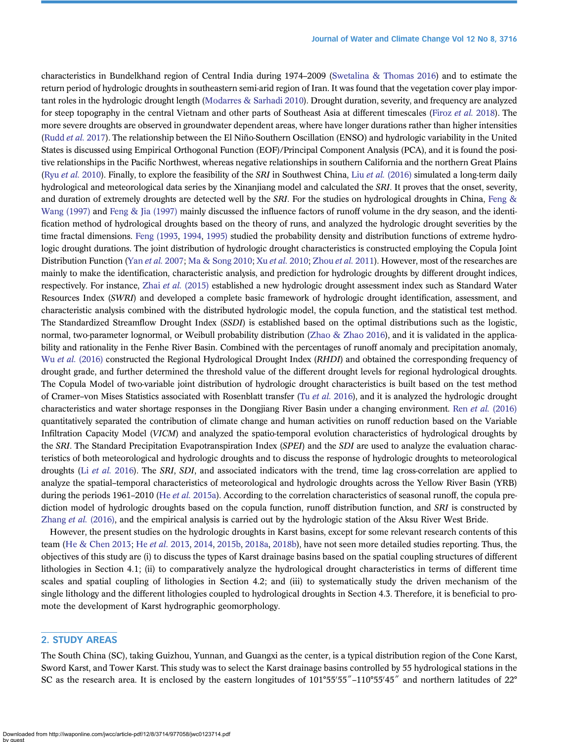characteristics in Bundelkhand region of Central India during 1974–2009 (Swetalina & Thomas 2016) and to estimate the return period of hydrologic droughts in southeastern semi-arid region of Iran. It was found that the vegetation cover play important roles in the hydrologic drought length (Modarres & Sarhadi 2010). Drought duration, severity, and frequency are analyzed for steep topography in the central Vietnam and other parts of Southeast Asia at different timescales (Firoz *et al.* 2018). The more severe droughts are observed in groundwater dependent areas, where have longer durations rather than higher intensities (Rudd *et al.* 2017). The relationship between the El Niño-Southern Oscillation (ENSO) and hydrologic variability in the United States is discussed using Empirical Orthogonal Function (EOF)/Principal Component Analysis (PCA), and it is found the positive relationships in the Pacific Northwest, whereas negative relationships in southern California and the northern Great Plains (Ryu *et al.* 2010). Finally, to explore the feasibility of the *SRI* in Southwest China, Liu *et al.* (2016) simulated a long-term daily hydrological and meteorological data series by the Xinanjiang model and calculated the *SRI*. It proves that the onset, severity, and duration of extremely droughts are detected well by the *SRI*. For the studies on hydrological droughts in China, Feng & Wang (1997) and Feng & Jia (1997) mainly discussed the influence factors of runoff volume in the dry season, and the identification method of hydrological droughts based on the theory of runs, and analyzed the hydrologic drought severities by the time fractal dimensions. Feng (1993, 1994, 1995) studied the probability density and distribution functions of extreme hydrologic drought durations. The joint distribution of hydrologic drought characteristics is constructed employing the Copula Joint Distribution Function (Yan *et al.* 2007; Ma & Song 2010; Xu *et al.* 2010; Zhou *et al.* 2011). However, most of the researches are mainly to make the identification, characteristic analysis, and prediction for hydrologic droughts by different drought indices, respectively. For instance, Zhai *et al.* (2015) established a new hydrologic drought assessment index such as Standard Water Resources Index (*SWRI*) and developed a complete basic framework of hydrologic drought identification, assessment, and characteristic analysis combined with the distributed hydrologic model, the copula function, and the statistical test method. The Standardized Streamflow Drought Index (*SSDI*) is established based on the optimal distributions such as the logistic, normal, two-parameter lognormal, or Weibull probability distribution (Zhao & Zhao 2016), and it is validated in the applicability and rationality in the Fenhe River Basin. Combined with the percentages of runoff anomaly and precipitation anomaly, Wu *et al.* (2016) constructed the Regional Hydrological Drought Index (*RHDI*) and obtained the corresponding frequency of drought grade, and further determined the threshold value of the different drought levels for regional hydrological droughts. The Copula Model of two-variable joint distribution of hydrologic drought characteristics is built based on the test method of Cramer–von Mises Statistics associated with Rosenblatt transfer (Tu *et al.* 2016), and it is analyzed the hydrologic drought characteristics and water shortage responses in the Dongjiang River Basin under a changing environment. Ren *et al.* (2016) quantitatively separated the contribution of climate change and human activities on runoff reduction based on the Variable Infiltration Capacity Model (*VICM*) and analyzed the spatio-temporal evolution characteristics of hydrological droughts by the *SRI*. The Standard Precipitation Evapotranspiration Index (*SPEI*) and the *SDI* are used to analyze the evaluation characteristics of both meteorological and hydrologic droughts and to discuss the response of hydrologic droughts to meteorological droughts (Li *et al.* 2016). The *SRI*, *SDI*, and associated indicators with the trend, time lag cross-correlation are applied to analyze the spatial–temporal characteristics of meteorological and hydrologic droughts across the Yellow River Basin (YRB) during the periods 1961–2010 (He *et al.* 2015a). According to the correlation characteristics of seasonal runoff, the copula prediction model of hydrologic droughts based on the copula function, runoff distribution function, and *SRI* is constructed by Zhang *et al.* (2016), and the empirical analysis is carried out by the hydrologic station of the Aksu River West Bride.

However, the present studies on the hydrologic droughts in Karst basins, except for some relevant research contents of this team (He & Chen 2013; He *et al.* 2013, 2014, 2015b, 2018a, 2018b), have not seen more detailed studies reporting. Thus, the objectives of this study are (i) to discuss the types of Karst drainage basins based on the spatial coupling structures of different lithologies in Section 4.1; (ii) to comparatively analyze the hydrological drought characteristics in terms of different time scales and spatial coupling of lithologies in Section 4.2; and (iii) to systematically study the driven mechanism of the single lithology and the different lithologies coupled to hydrological droughts in Section 4.3. Therefore, it is beneficial to promote the development of Karst hydrographic geomorphology.

## 2. STUDY AREAS

The South China (SC), taking Guizhou, Yunnan, and Guangxi as the center, is a typical distribution region of the Cone Karst, Sword Karst, and Tower Karst. This study was to select the Karst drainage basins controlled by 55 hydrological stations in the SC as the research area. It is enclosed by the eastern longitudes of 101°55′55″–110°55′45″ and northern latitudes of 22°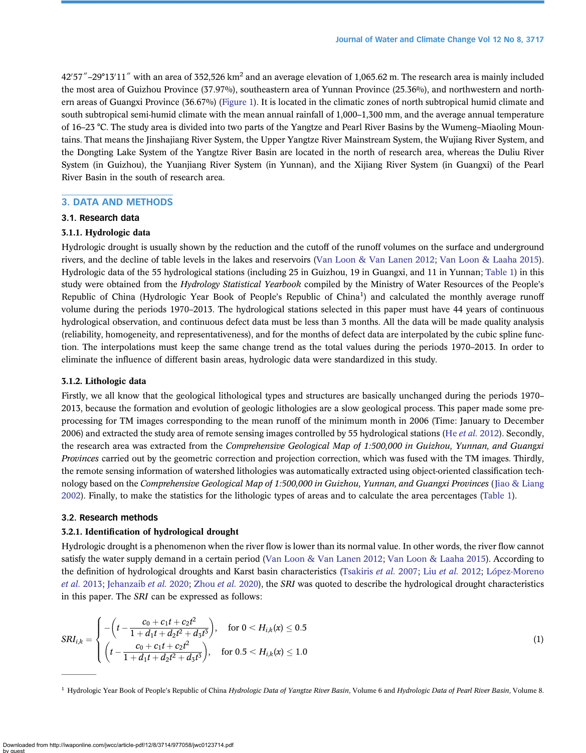42′57″–29°13′11″ with an area of 352,526 km$^2$ and an average elevation of 1,065.62 m. The research area is mainly included the most area of Guizhou Province (37.97%), southeastern area of Yunnan Province (25.36%), and northwestern and northern areas of Guangxi Province (36.67%) (Figure 1). It is located in the climatic zones of north subtropical humid climate and south subtropical semi-humid climate with the mean annual rainfall of 1,000–1,300 mm, and the average annual temperature of 16–23 °C. The study area is divided into two parts of the Yangtze and Pearl River Basins by the Wumeng–Miaoling Mountains. That means the Jinshajiang River System, the Upper Yangtze River Mainstream System, the Wujiang River System, and the Dongting Lake System of the Yangtze River Basin are located in the north of research area, whereas the Duliu River System (in Guizhou), the Yuanjiang River System (in Yunnan), and the Xijiang River System (in Guangxi) of the Pearl River Basin in the south of research area.

## 3. DATA AND METHODS

### 3.1. Research data

#### 3.1.1. Hydrologic data

Hydrologic drought is usually shown by the reduction and the cutoff of the runoff volumes on the surface and underground rivers, and the decline of table levels in the lakes and reservoirs (Van Loon & Van Lanen 2012; Van Loon & Laaha 2015). Hydrologic data of the 55 hydrological stations (including 25 in Guizhou, 19 in Guangxi, and 11 in Yunnan; Table 1) in this study were obtained from the *Hydrology Statistical Yearbook* compiled by the Ministry of Water Resources of the People's Republic of China (Hydrologic Year Book of People's Republic of China[1]) and calculated the monthly average runoff volume during the periods 1970–2013. The hydrological stations selected in this paper must have 44 years of continuous hydrological observation, and continuous defect data must be less than 3 months. All the data will be made quality analysis (reliability, homogeneity, and representativeness), and for the months of defect data are interpolated by the cubic spline function. The interpolations must keep the same change trend as the total values during the periods 1970–2013. In order to eliminate the influence of different basin areas, hydrologic data were standardized in this study.

#### 3.1.2. Lithologic data

Firstly, we all know that the geological lithological types and structures are basically unchanged during the periods 1970–2013, because the formation and evolution of geologic lithologies are a slow geological process. This paper made some preprocessing for TM images corresponding to the mean runoff of the minimum month in 2006 (Time: January to December 2006) and extracted the study area of remote sensing images controlled by 55 hydrological stations (He *et al.* 2012). Secondly, the research area was extracted from the *Comprehensive Geological Map of 1:500,000 in Guizhou, Yunnan, and Guangxi Provinces* carried out by the geometric correction and projection correction, which was fused with the TM images. Thirdly, the remote sensing information of watershed lithologies was automatically extracted using object-oriented classification technology based on the *Comprehensive Geological Map of 1:500,000 in Guizhou, Yunnan, and Guangxi Provinces* (Jiao & Liang 2002). Finally, to make the statistics for the lithologic types of areas and to calculate the area percentages (Table 1).

### 3.2. Research methods

#### 3.2.1. Identification of hydrological drought

Hydrologic drought is a phenomenon when the river flow is lower than its normal value. In other words, the river flow cannot satisfy the water supply demand in a certain period (Van Loon & Van Lanen 2012; Van Loon & Laaha 2015). According to the definition of hydrological droughts and Karst basin characteristics (Tsakiris *et al.* 2007; Liu *et al.* 2012; López-Moreno *et al.* 2013; Jehanzaib *et al.* 2020; Zhou *et al.* 2020), the *SRI* was quoted to describe the hydrological drought characteristics in this paper. The *SRI* can be expressed as follows:

$$SRI_{i,k} = \begin{cases} -\left(t - \dfrac{c_0 + c_1 t + c_2 t^2}{1 + d_1 t + d_2 t^2 + d_3 t^3}\right), & \text{for } 0 < H_{i,k}(x) \leq 0.5 \\ \left(t - \dfrac{c_0 + c_1 t + c_2 t^2}{1 + d_1 t + d_2 t^2 + d_3 t^3}\right), & \text{for } 0.5 < H_{i,k}(x) \leq 1.0 \end{cases} \tag{1}$$

---

[1] Hydrologic Year Book of People's Republic of China *Hydrologic Data of Yangtze River Basin*, Volume 6 and *Hydrologic Data of Pearl River Basin*, Volume 8.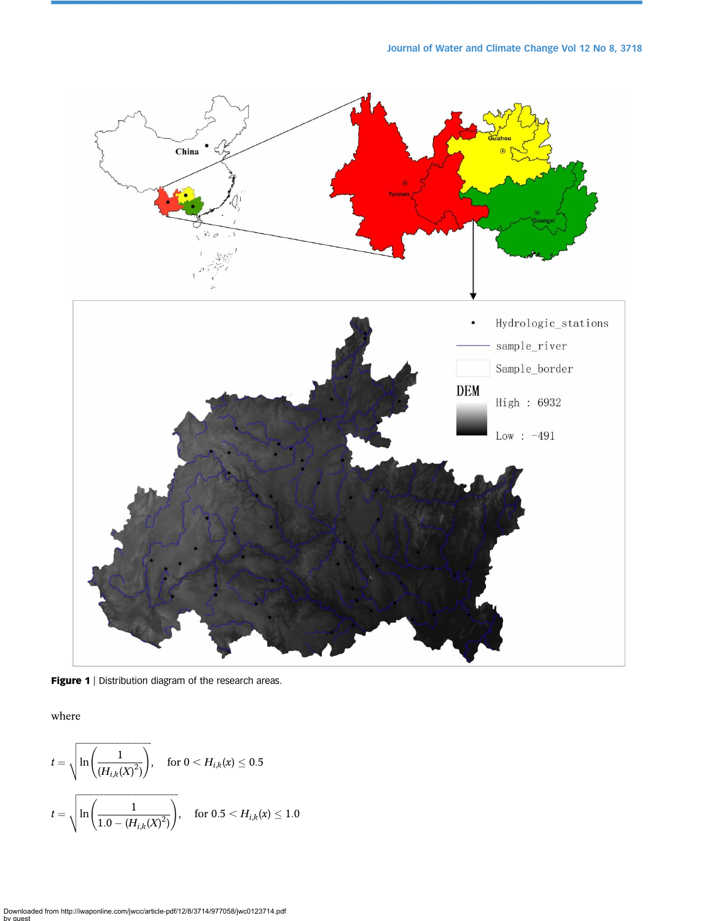**Figure 1** | Distribution diagram of the research areas.

where

$$t = \sqrt{\ln\left(\frac{1}{(H_{i,k}(X)^2)}\right)}, \quad \text{for } 0 < H_{i,k}(x) \leq 0.5$$

$$t = \sqrt{\ln\left(\frac{1}{1.0 - (H_{i,k}(X)^2)}\right)}, \quad \text{for } 0.5 < H_{i,k}(x) \leq 1.0$$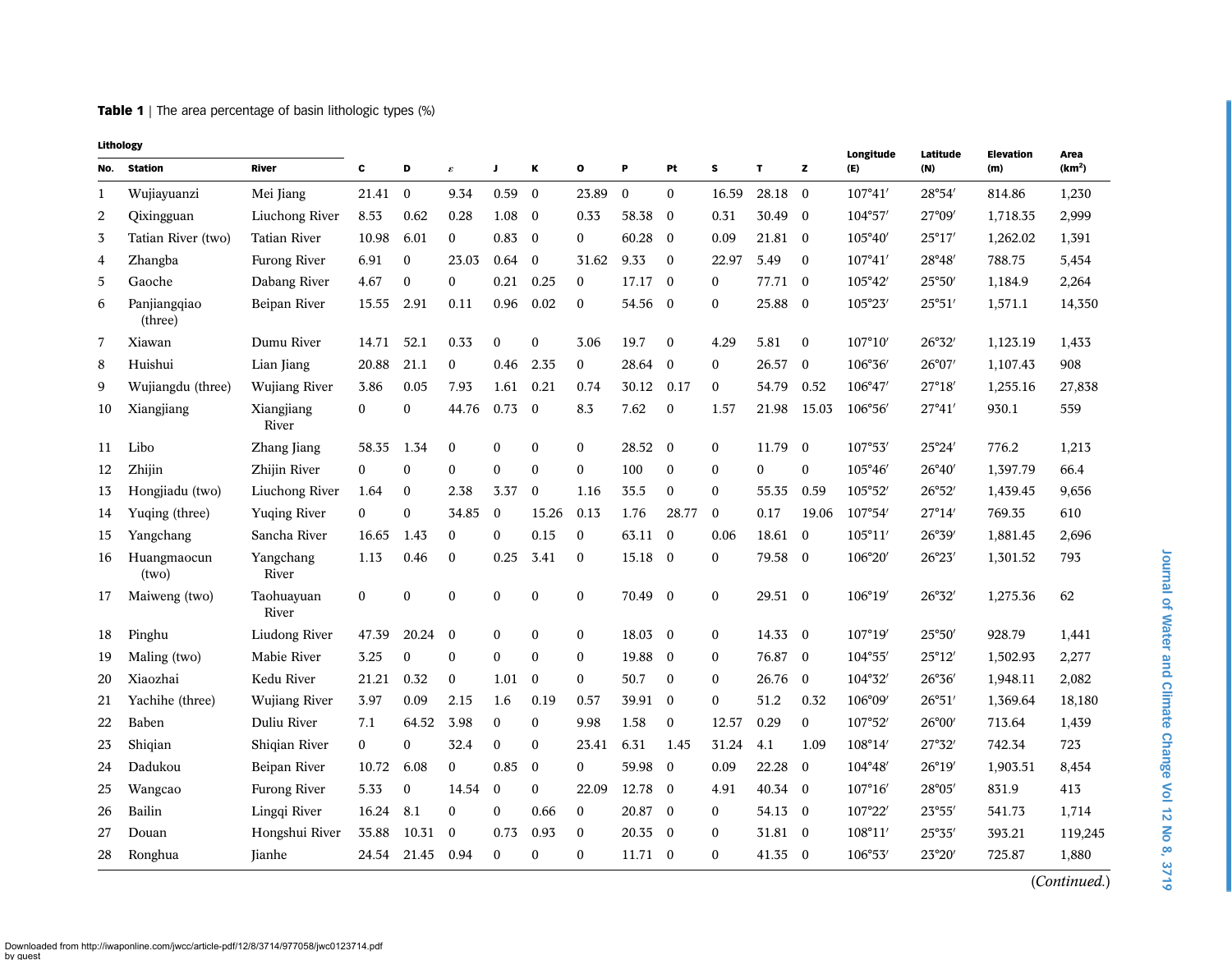**Table 1** | The area percentage of basin lithologic types (%)

| Lithology | | | | | | | | | | | | | | | | | | |
|---|---|---|---|---|---|---|---|---|---|---|---|---|---|---|---|---|---|---|
| No. | Station | River | C | D | ε | J | K | O | P | Pt | S | T | Z | Longitude (E) | Latitude (N) | Elevation (m) | Area (km²) |
| 1 | Wujiayuanzi | Mei Jiang | 21.41 | 0 | 9.34 | 0.59 | 0 | 23.89 | 0 | 0 | 16.59 | 28.18 | 0 | 107°41′ | 28°54′ | 814.86 | 1,230 |
| 2 | Qixingguan | Liuchong River | 8.53 | 0.62 | 0.28 | 1.08 | 0 | 0.33 | 58.38 | 0 | 0.31 | 30.49 | 0 | 104°57′ | 27°09′ | 1,718.35 | 2,999 |
| 3 | Tatian River (two) | Tatian River | 10.98 | 6.01 | 0 | 0.83 | 0 | 0 | 60.28 | 0 | 0.09 | 21.81 | 0 | 105°40′ | 25°17′ | 1,262.02 | 1,391 |
| 4 | Zhangba | Furong River | 6.91 | 0 | 23.03 | 0.64 | 0 | 31.62 | 9.33 | 0 | 22.97 | 5.49 | 0 | 107°41′ | 28°48′ | 788.75 | 5,454 |
| 5 | Gaoche | Dabang River | 4.67 | 0 | 0 | 0.21 | 0.25 | 0 | 17.17 | 0 | 0 | 77.71 | 0 | 105°42′ | 25°50′ | 1,184.9 | 2,264 |
| 6 | Panjiangqiao (three) | Beipan River | 15.55 | 2.91 | 0.11 | 0.96 | 0.02 | 0 | 54.56 | 0 | 0 | 25.88 | 0 | 105°23′ | 25°51′ | 1,571.1 | 14,350 |
| 7 | Xiawan | Dumu River | 14.71 | 52.1 | 0.33 | 0 | 0 | 3.06 | 19.7 | 0 | 4.29 | 5.81 | 0 | 107°10′ | 26°32′ | 1,123.19 | 1,433 |
| 8 | Huishui | Lian Jiang | 20.88 | 21.1 | 0 | 0.46 | 2.35 | 0 | 28.64 | 0 | 0 | 26.57 | 0 | 106°36′ | 26°07′ | 1,107.43 | 908 |
| 9 | Wujiangdu (three) | Wujiang River | 3.86 | 0.05 | 7.93 | 1.61 | 0.21 | 0.74 | 30.12 | 0.17 | 0 | 54.79 | 0.52 | 106°47′ | 27°18′ | 1,255.16 | 27,838 |
| 10 | Xiangjiang | Xiangjiang River | 0 | 0 | 44.76 | 0.73 | 0 | 8.3 | 7.62 | 0 | 1.57 | 21.98 | 15.03 | 106°56′ | 27°41′ | 930.1 | 559 |
| 11 | Libo | Zhang Jiang | 58.35 | 1.34 | 0 | 0 | 0 | 0 | 28.52 | 0 | 0 | 11.79 | 0 | 107°53′ | 25°24′ | 776.2 | 1,213 |
| 12 | Zhijin | Zhijin River | 0 | 0 | 0 | 0 | 0 | 0 | 100 | 0 | 0 | 0 | 0 | 105°46′ | 26°40′ | 1,397.79 | 66.4 |
| 13 | Hongjiadu (two) | Liuchong River | 1.64 | 0 | 2.38 | 3.37 | 0 | 1.16 | 35.5 | 0 | 0 | 55.35 | 0.59 | 105°52′ | 26°52′ | 1,439.45 | 9,656 |
| 14 | Yuqing (three) | Yuqing River | 0 | 0 | 34.85 | 0 | 15.26 | 0.13 | 1.76 | 28.77 | 0 | 0.17 | 19.06 | 107°54′ | 27°14′ | 769.35 | 610 |
| 15 | Yangchang | Sancha River | 16.65 | 1.43 | 0 | 0 | 0.15 | 0 | 63.11 | 0 | 0.06 | 18.61 | 0 | 105°11′ | 26°39′ | 1,881.45 | 2,696 |
| 16 | Huangmaocun (two) | Yangchang River | 1.13 | 0.46 | 0 | 0.25 | 3.41 | 0 | 15.18 | 0 | 0 | 79.58 | 0 | 106°20′ | 26°23′ | 1,301.52 | 793 |
| 17 | Maiweng (two) | Taohuayuan River | 0 | 0 | 0 | 0 | 0 | 0 | 70.49 | 0 | 0 | 29.51 | 0 | 106°19′ | 26°32′ | 1,275.36 | 62 |
| 18 | Pinghu | Liudong River | 47.39 | 20.24 | 0 | 0 | 0 | 0 | 18.03 | 0 | 0 | 14.33 | 0 | 107°19′ | 25°50′ | 928.79 | 1,441 |
| 19 | Maling (two) | Mabie River | 3.25 | 0 | 0 | 0 | 0 | 0 | 19.88 | 0 | 0 | 76.87 | 0 | 104°55′ | 25°12′ | 1,502.93 | 2,277 |
| 20 | Xiaozhai | Kedu River | 21.21 | 0.32 | 0 | 1.01 | 0 | 0 | 50.7 | 0 | 0 | 26.76 | 0 | 104°32′ | 26°36′ | 1,948.11 | 2,082 |
| 21 | Yachihe (three) | Wujiang River | 3.97 | 0.09 | 2.15 | 1.6 | 0.19 | 0.57 | 39.91 | 0 | 0 | 51.2 | 0.32 | 106°09′ | 26°51′ | 1,369.64 | 18,180 |
| 22 | Baben | Duliu River | 7.1 | 64.52 | 3.98 | 0 | 0 | 9.98 | 1.58 | 0 | 12.57 | 0.29 | 0 | 107°52′ | 26°00′ | 713.64 | 1,439 |
| 23 | Shiqian | Shiqian River | 0 | 0 | 32.4 | 0 | 0 | 23.41 | 6.31 | 1.45 | 31.24 | 4.1 | 1.09 | 108°14′ | 27°32′ | 742.34 | 723 |
| 24 | Dadukou | Beipan River | 10.72 | 6.08 | 0 | 0.85 | 0 | 0 | 59.98 | 0 | 0.09 | 22.28 | 0 | 104°48′ | 26°19′ | 1,903.51 | 8,454 |
| 25 | Wangcao | Furong River | 5.33 | 0 | 14.54 | 0 | 0 | 22.09 | 12.78 | 0 | 4.91 | 40.34 | 0 | 107°16′ | 28°05′ | 831.9 | 413 |
| 26 | Bailin | Lingqi River | 16.24 | 8.1 | 0 | 0 | 0.66 | 0 | 20.87 | 0 | 0 | 54.13 | 0 | 107°22′ | 23°55′ | 541.73 | 1,714 |
| 27 | Douan | Hongshui River | 35.88 | 10.31 | 0 | 0.73 | 0.93 | 0 | 20.35 | 0 | 0 | 31.81 | 0 | 108°11′ | 25°35′ | 393.21 | 119,245 |
| 28 | Ronghua | Jianhe | 24.54 | 21.45 | 0.94 | 0 | 0 | 0 | 11.71 | 0 | 0 | 41.35 | 0 | 106°53′ | 23°20′ | 725.87 | 1,880 |

(*Continued*.)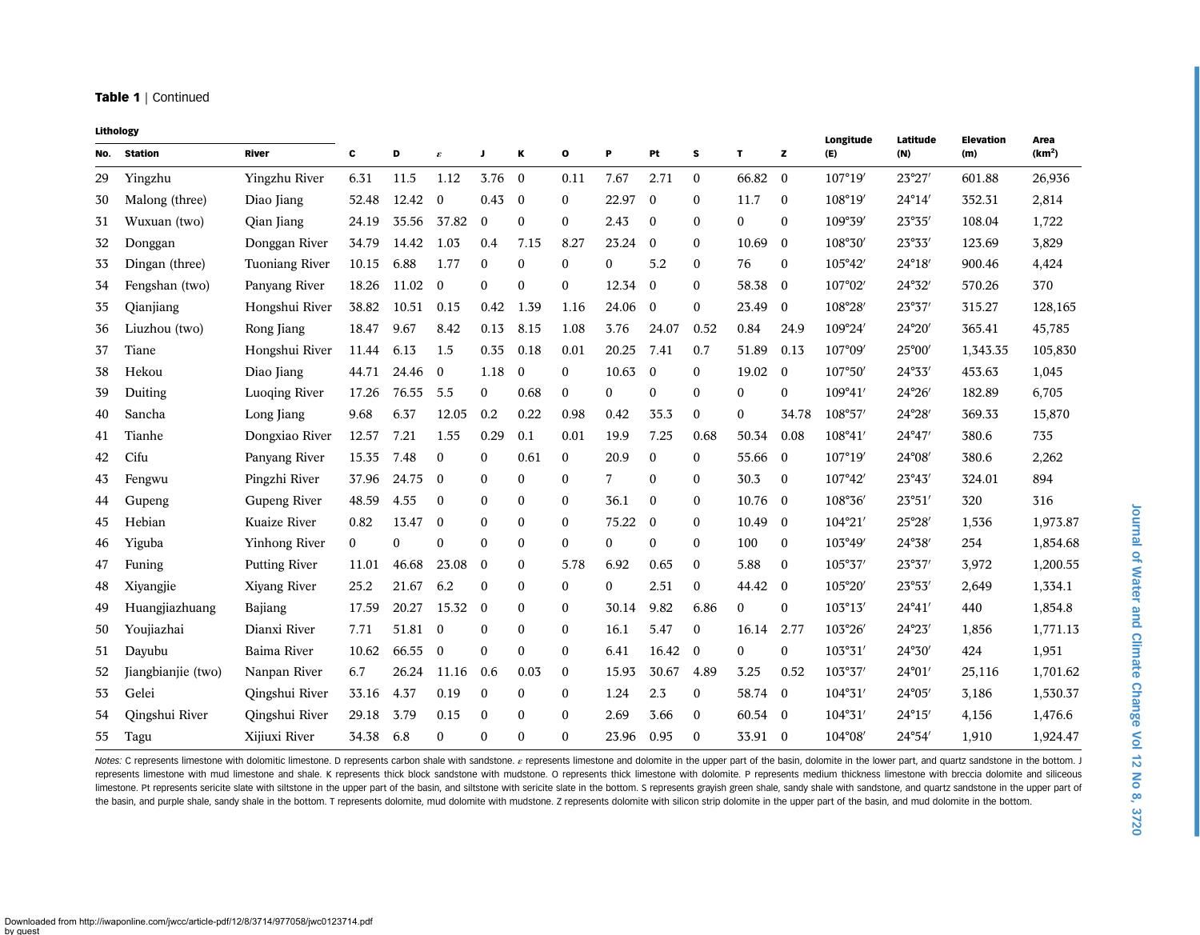**Table 1** | Continued

| | | Lithology | | | | | | | | | | | | | | | |
|---|---|---|---|---|---|---|---|---|---|---|---|---|---|---|---|---|---|
| **No.** | **Station** | **River** | **C** | **D** | **ε** | **J** | **K** | **O** | **P** | **Pt** | **S** | **T** | **Z** | **Longitude (E)** | **Latitude (N)** | **Elevation (m)** | **Area (km²)** |
| 29 | Yingzhu | Yingzhu River | 6.31 | 11.5 | 1.12 | 3.76 | 0 | 0.11 | 7.67 | 2.71 | 0 | 66.82 | 0 | 107°19′ | 23°27′ | 601.88 | 26,936 |
| 30 | Malong (three) | Diao Jiang | 52.48 | 12.42 | 0 | 0.43 | 0 | 0 | 22.97 | 0 | 0 | 11.7 | 0 | 108°19′ | 24°14′ | 352.31 | 2,814 |
| 31 | Wuxuan (two) | Qian Jiang | 24.19 | 35.56 | 37.82 | 0 | 0 | 0 | 2.43 | 0 | 0 | 0 | 0 | 109°39′ | 23°35′ | 108.04 | 1,722 |
| 32 | Donggan | Donggan River | 34.79 | 14.42 | 1.03 | 0.4 | 7.15 | 8.27 | 23.24 | 0 | 0 | 10.69 | 0 | 108°30′ | 23°33′ | 123.69 | 3,829 |
| 33 | Dingan (three) | Tuoniang River | 10.15 | 6.88 | 1.77 | 0 | 0 | 0 | 0 | 5.2 | 0 | 76 | 0 | 105°42′ | 24°18′ | 900.46 | 4,424 |
| 34 | Fengshan (two) | Panyang River | 18.26 | 11.02 | 0 | 0 | 0 | 0 | 12.34 | 0 | 0 | 58.38 | 0 | 107°02′ | 24°32′ | 570.26 | 370 |
| 35 | Qianjiang | Hongshui River | 38.82 | 10.51 | 0.15 | 0.42 | 1.39 | 1.16 | 24.06 | 0 | 0 | 23.49 | 0 | 108°28′ | 23°37′ | 315.27 | 128,165 |
| 36 | Liuzhou (two) | Rong Jiang | 18.47 | 9.67 | 8.42 | 0.13 | 8.15 | 1.08 | 3.76 | 24.07 | 0.52 | 0.84 | 24.9 | 109°24′ | 24°20′ | 365.41 | 45,785 |
| 37 | Tiane | Hongshui River | 11.44 | 6.13 | 1.5 | 0.35 | 0.18 | 0.01 | 20.25 | 7.41 | 0.7 | 51.89 | 0.13 | 107°09′ | 25°00′ | 1,343.35 | 105,830 |
| 38 | Hekou | Diao Jiang | 44.71 | 24.46 | 0 | 1.18 | 0 | 0 | 10.63 | 0 | 0 | 19.02 | 0 | 107°50′ | 24°33′ | 453.63 | 1,045 |
| 39 | Duiting | Luoqing River | 17.26 | 76.55 | 5.5 | 0 | 0.68 | 0 | 0 | 0 | 0 | 0 | 0 | 109°41′ | 24°26′ | 182.89 | 6,705 |
| 40 | Sancha | Long Jiang | 9.68 | 6.37 | 12.05 | 0.2 | 0.22 | 0.98 | 0.42 | 35.3 | 0 | 0 | 34.78 | 108°57′ | 24°28′ | 369.33 | 15,870 |
| 41 | Tianhe | Dongxiao River | 12.57 | 7.21 | 1.55 | 0.29 | 0.1 | 0.01 | 19.9 | 7.25 | 0.68 | 50.34 | 0.08 | 108°41′ | 24°47′ | 380.6 | 735 |
| 42 | Cifu | Panyang River | 15.35 | 7.48 | 0 | 0 | 0.61 | 0 | 20.9 | 0 | 0 | 55.66 | 0 | 107°19′ | 24°08′ | 380.6 | 2,262 |
| 43 | Fengwu | Pingzhi River | 37.96 | 24.75 | 0 | 0 | 0 | 0 | 7 | 0 | 0 | 30.3 | 0 | 107°42′ | 23°43′ | 324.01 | 894 |
| 44 | Gupeng | Gupeng River | 48.59 | 4.55 | 0 | 0 | 0 | 0 | 36.1 | 0 | 0 | 10.76 | 0 | 108°36′ | 23°51′ | 320 | 316 |
| 45 | Hebian | Kuaize River | 0.82 | 13.47 | 0 | 0 | 0 | 0 | 75.22 | 0 | 0 | 10.49 | 0 | 104°21′ | 25°28′ | 1,536 | 1,973.87 |
| 46 | Yiguba | Yinhong River | 0 | 0 | 0 | 0 | 0 | 0 | 0 | 0 | 0 | 100 | 0 | 103°49′ | 24°38′ | 254 | 1,854.68 |
| 47 | Funing | Putting River | 11.01 | 46.68 | 23.08 | 0 | 0 | 5.78 | 6.92 | 0.65 | 0 | 5.88 | 0 | 105°37′ | 23°37′ | 3,972 | 1,200.55 |
| 48 | Xiyangjie | Xiyang River | 25.2 | 21.67 | 6.2 | 0 | 0 | 0 | 0 | 2.51 | 0 | 44.42 | 0 | 105°20′ | 23°53′ | 2,649 | 1,334.1 |
| 49 | Huangjiazhuang | Bajiang | 17.59 | 20.27 | 15.32 | 0 | 0 | 0 | 30.14 | 9.82 | 6.86 | 0 | 0 | 103°13′ | 24°41′ | 440 | 1,854.8 |
| 50 | Youjiazhai | Dianxi River | 7.71 | 51.81 | 0 | 0 | 0 | 0 | 16.1 | 5.47 | 0 | 16.14 | 2.77 | 103°26′ | 24°23′ | 1,856 | 1,771.13 |
| 51 | Dayubu | Baima River | 10.62 | 66.55 | 0 | 0 | 0 | 0 | 6.41 | 16.42 | 0 | 0 | 0 | 103°31′ | 24°30′ | 424 | 1,951 |
| 52 | Jiangbianjie (two) | Nanpan River | 6.7 | 26.24 | 11.16 | 0.6 | 0.03 | 0 | 15.93 | 30.67 | 4.89 | 3.25 | 0.52 | 103°37′ | 24°01′ | 25,116 | 1,701.62 |
| 53 | Gelei | Qingshui River | 33.16 | 4.37 | 0.19 | 0 | 0 | 0 | 1.24 | 2.3 | 0 | 58.74 | 0 | 104°31′ | 24°05′ | 3,186 | 1,530.37 |
| 54 | Qingshui River | Qingshui River | 29.18 | 3.79 | 0.15 | 0 | 0 | 0 | 2.69 | 3.66 | 0 | 60.54 | 0 | 104°31′ | 24°15′ | 4,156 | 1,476.6 |
| 55 | Tagu | Xijiuxi River | 34.38 | 6.8 | 0 | 0 | 0 | 0 | 23.96 | 0.95 | 0 | 33.91 | 0 | 104°08′ | 24°54′ | 1,910 | 1,924.47 |

*Notes:* C represents limestone with dolomitic limestone. D represents carbon shale with sandstone. ε represents limestone and dolomite in the upper part of the basin, dolomite in the lower part, and quartz sandstone in the bottom. J represents limestone with mud limestone and shale. K represents thick block sandstone with mudstone. O represents thick limestone with dolomite. P represents medium thickness limestone with breccia dolomite and siliceous limestone. Pt represents sericite slate with siltstone in the upper part of the basin, and siltstone with sericite slate in the bottom. S represents grayish green shale, sandy shale with sandstone, and quartz sandstone in the upper part of the basin, and purple shale, sandy shale in the bottom. T represents dolomite, mud dolomite with mudstone. Z represents dolomite with silicon strip dolomite in the upper part of the basin, and mud dolomite in the bottom.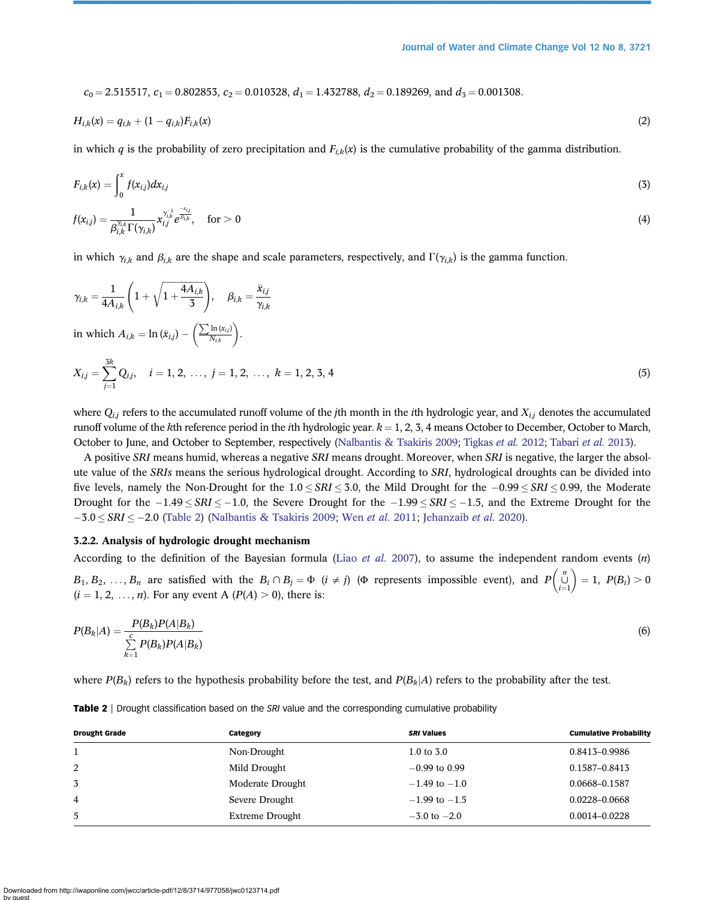$c_0 = 2.515517$, $c_1 = 0.802853$, $c_2 = 0.010328$, $d_1 = 1.432788$, $d_2 = 0.189269$, and $d_3 = 0.001308$.

$$H_{i,k}(x) = q_{i,k} + (1 - q_{i,k})F_{i,k}(x) \tag{2}$$

in which $q$ is the probability of zero precipitation and $F_{i,k}(x)$ is the cumulative probability of the gamma distribution.

$$F_{i,k}(x) = \int_0^x f(x_{i,j})dx_{i,j} \tag{3}$$

$$f(x_{i,j}) = \frac{1}{\beta_{i,k}^{\gamma_{i,k}}\Gamma(\gamma_{i,k})} x_{i,j}^{\gamma_{i,k}^{-1}} e^{\frac{-x_{i,j}}{\beta_{i,k}}}, \quad \text{for} > 0 \tag{4}$$

in which $\gamma_{i,k}$ and $\beta_{i,k}$ are the shape and scale parameters, respectively, and $\Gamma(\gamma_{i,k})$ is the gamma function.

$$\gamma_{i,k} = \frac{1}{4A_{i,k}}\left(1 + \sqrt{1 + \frac{4A_{i,k}}{3}}\right), \quad \beta_{i,k} = \frac{\bar{x}_{i,j}}{\gamma_{i,k}}$$

in which $A_{i,k} = \ln(\bar{x}_{i,j}) - \left(\frac{\sum \ln(x_{i,j})}{N_{i,k}}\right)$.

$$X_{i,j} = \sum_{j=1}^{3k} Q_{i,j}, \quad i = 1, 2, \ldots, j = 1, 2, \ldots, k = 1, 2, 3, 4 \tag{5}$$

where $Q_{i,j}$ refers to the accumulated runoff volume of the $j$th month in the $i$th hydrologic year, and $X_{i,j}$ denotes the accumulated runoff volume of the $k$th reference period in the $i$th hydrologic year. $k = 1, 2, 3, 4$ means October to December, October to March, October to June, and October to September, respectively (Nalbantis & Tsakiris 2009; Tigkas *et al.* 2012; Tabari *et al.* 2013).

A positive *SRI* means humid, whereas a negative *SRI* means drought. Moreover, when *SRI* is negative, the larger the absolute value of the *SRIs* means the serious hydrological drought. According to *SRI*, hydrological droughts can be divided into five levels, namely the Non-Drought for the $1.0 \leq SRI \leq 3.0$, the Mild Drought for the $-0.99 \leq SRI \leq 0.99$, the Moderate Drought for the $-1.49 \leq SRI \leq -1.0$, the Severe Drought for the $-1.99 \leq SRI \leq -1.5$, and the Extreme Drought for the $-3.0 \leq SRI \leq -2.0$ (Table 2) (Nalbantis & Tsakiris 2009; Wen *et al.* 2011; Jehanzaib *et al.* 2020).

### 3.2.2. Analysis of hydrologic drought mechanism

According to the definition of the Bayesian formula (Liao *et al.* 2007), to assume the independent random events ($n$) $B_1, B_2, \ldots, B_n$ are satisfied with the $B_i \cap B_j = \Phi$ ($i \neq j$) ($\Phi$ represents impossible event), and $P\left(\bigcup_{i=1}^{n}\right) = 1$, $P(B_i) > 0$ ($i = 1, 2, \ldots, n$). For any event A ($P(A) > 0$), there is:

$$P(B_k|A) = \frac{P(B_k)P(A|B_k)}{\sum_{k=1}^{c} P(B_k)P(A|B_k)} \tag{6}$$

where $P(B_k)$ refers to the hypothesis probability before the test, and $P(B_k|A)$ refers to the probability after the test.

**Table 2** | Drought classification based on the *SRI* value and the corresponding cumulative probability

| Drought Grade | Category | *SRI* Values | Cumulative Probability |
|---|---|---|---|
| 1 | Non-Drought | 1.0 to 3.0 | 0.8413–0.9986 |
| 2 | Mild Drought | −0.99 to 0.99 | 0.1587–0.8413 |
| 3 | Moderate Drought | −1.49 to −1.0 | 0.0668–0.1587 |
| 4 | Severe Drought | −1.99 to −1.5 | 0.0228–0.0668 |
| 5 | Extreme Drought | −3.0 to −2.0 | 0.0014–0.0228 |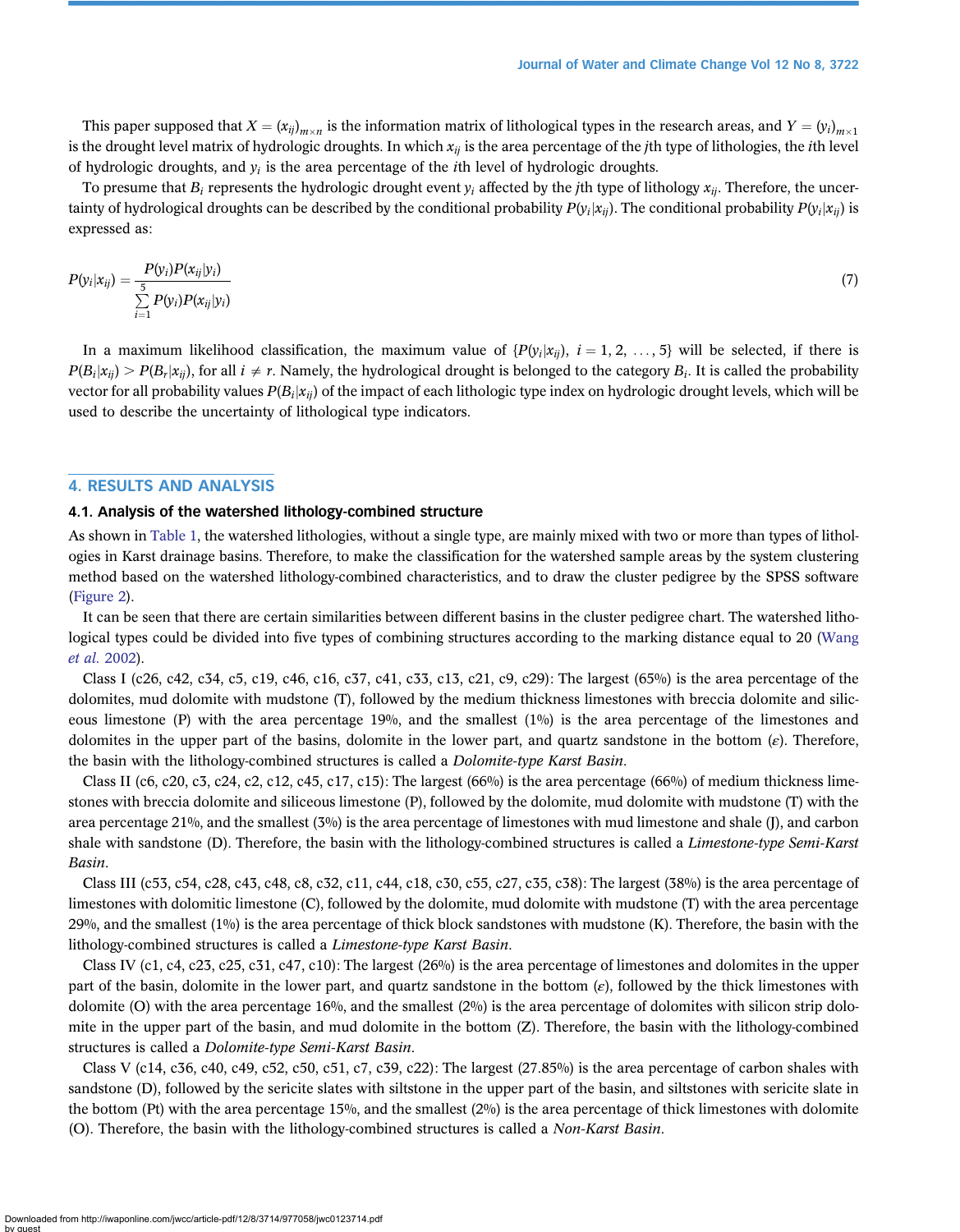This paper supposed that $X = (x_{ij})_{m\times n}$ is the information matrix of lithological types in the research areas, and $Y = (y_i)_{m\times 1}$ is the drought level matrix of hydrologic droughts. In which $x_{ij}$ is the area percentage of the $j$th type of lithologies, the $i$th level of hydrologic droughts, and $y_i$ is the area percentage of the $i$th level of hydrologic droughts.

To presume that $B_i$ represents the hydrologic drought event $y_i$ affected by the $j$th type of lithology $x_{ij}$. Therefore, the uncertainty of hydrological droughts can be described by the conditional probability $P(y_i|x_{ij})$. The conditional probability $P(y_i|x_{ij})$ is expressed as:

$$P(y_i|x_{ij}) = \frac{P(y_i)P(x_{ij}|y_i)}{\sum_{i=1}^{5} P(y_i)P(x_{ij}|y_i)} \tag{7}$$

In a maximum likelihood classification, the maximum value of $\{P(y_i|x_{ij}),\ i = 1, 2, \ldots, 5\}$ will be selected, if there is $P(B_i|x_{ij}) > P(B_r|x_{ij})$, for all $i \neq r$. Namely, the hydrological drought is belonged to the category $B_i$. It is called the probability vector for all probability values $P(B_i|x_{ij})$ of the impact of each lithologic type index on hydrologic drought levels, which will be used to describe the uncertainty of lithological type indicators.

## 4. RESULTS AND ANALYSIS

### 4.1. Analysis of the watershed lithology-combined structure

As shown in Table 1, the watershed lithologies, without a single type, are mainly mixed with two or more than types of lithologies in Karst drainage basins. Therefore, to make the classification for the watershed sample areas by the system clustering method based on the watershed lithology-combined characteristics, and to draw the cluster pedigree by the SPSS software (Figure 2).

It can be seen that there are certain similarities between different basins in the cluster pedigree chart. The watershed lithological types could be divided into five types of combining structures according to the marking distance equal to 20 (Wang *et al.* 2002).

Class I (c26, c42, c34, c5, c19, c46, c16, c37, c41, c33, c13, c21, c9, c29): The largest (65%) is the area percentage of the dolomites, mud dolomite with mudstone (T), followed by the medium thickness limestones with breccia dolomite and siliceous limestone (P) with the area percentage 19%, and the smallest (1%) is the area percentage of the limestones and dolomites in the upper part of the basins, dolomite in the lower part, and quartz sandstone in the bottom ($\varepsilon$). Therefore, the basin with the lithology-combined structures is called a *Dolomite-type Karst Basin*.

Class II (c6, c20, c3, c24, c2, c12, c45, c17, c15): The largest (66%) is the area percentage (66%) of medium thickness limestones with breccia dolomite and siliceous limestone (P), followed by the dolomite, mud dolomite with mudstone (T) with the area percentage 21%, and the smallest (3%) is the area percentage of limestones with mud limestone and shale (J), and carbon shale with sandstone (D). Therefore, the basin with the lithology-combined structures is called a *Limestone-type Semi-Karst Basin*.

Class III (c53, c54, c28, c43, c48, c8, c32, c11, c44, c18, c30, c55, c27, c35, c38): The largest (38%) is the area percentage of limestones with dolomitic limestone (C), followed by the dolomite, mud dolomite with mudstone (T) with the area percentage 29%, and the smallest (1%) is the area percentage of thick block sandstones with mudstone (K). Therefore, the basin with the lithology-combined structures is called a *Limestone-type Karst Basin*.

Class IV (c1, c4, c23, c25, c31, c47, c10): The largest (26%) is the area percentage of limestones and dolomites in the upper part of the basin, dolomite in the lower part, and quartz sandstone in the bottom ($\varepsilon$), followed by the thick limestones with dolomite (O) with the area percentage 16%, and the smallest (2%) is the area percentage of dolomites with silicon strip dolomite in the upper part of the basin, and mud dolomite in the bottom (Z). Therefore, the basin with the lithology-combined structures is called a *Dolomite-type Semi-Karst Basin*.

Class V (c14, c36, c40, c49, c52, c50, c51, c7, c39, c22): The largest (27.85%) is the area percentage of carbon shales with sandstone (D), followed by the sericite slates with siltstone in the upper part of the basin, and siltstones with sericite slate in the bottom (Pt) with the area percentage 15%, and the smallest (2%) is the area percentage of thick limestones with dolomite (O). Therefore, the basin with the lithology-combined structures is called a *Non-Karst Basin*.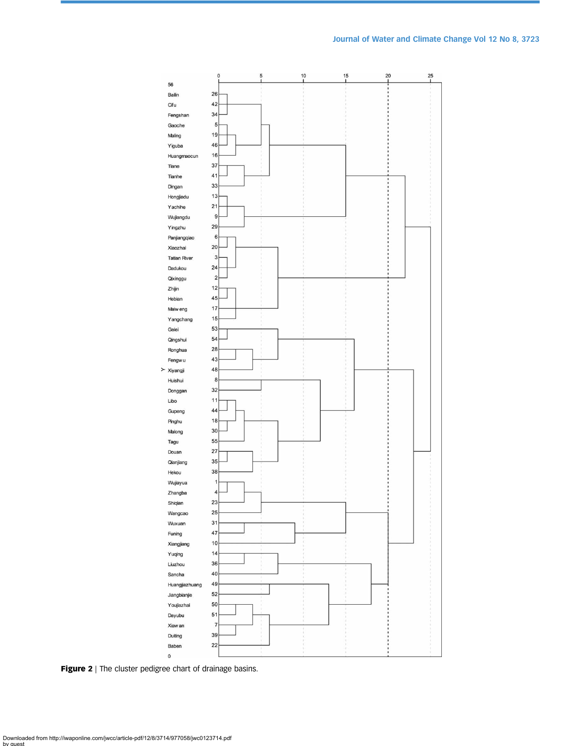**Figure 2** | The cluster pedigree chart of drainage basins.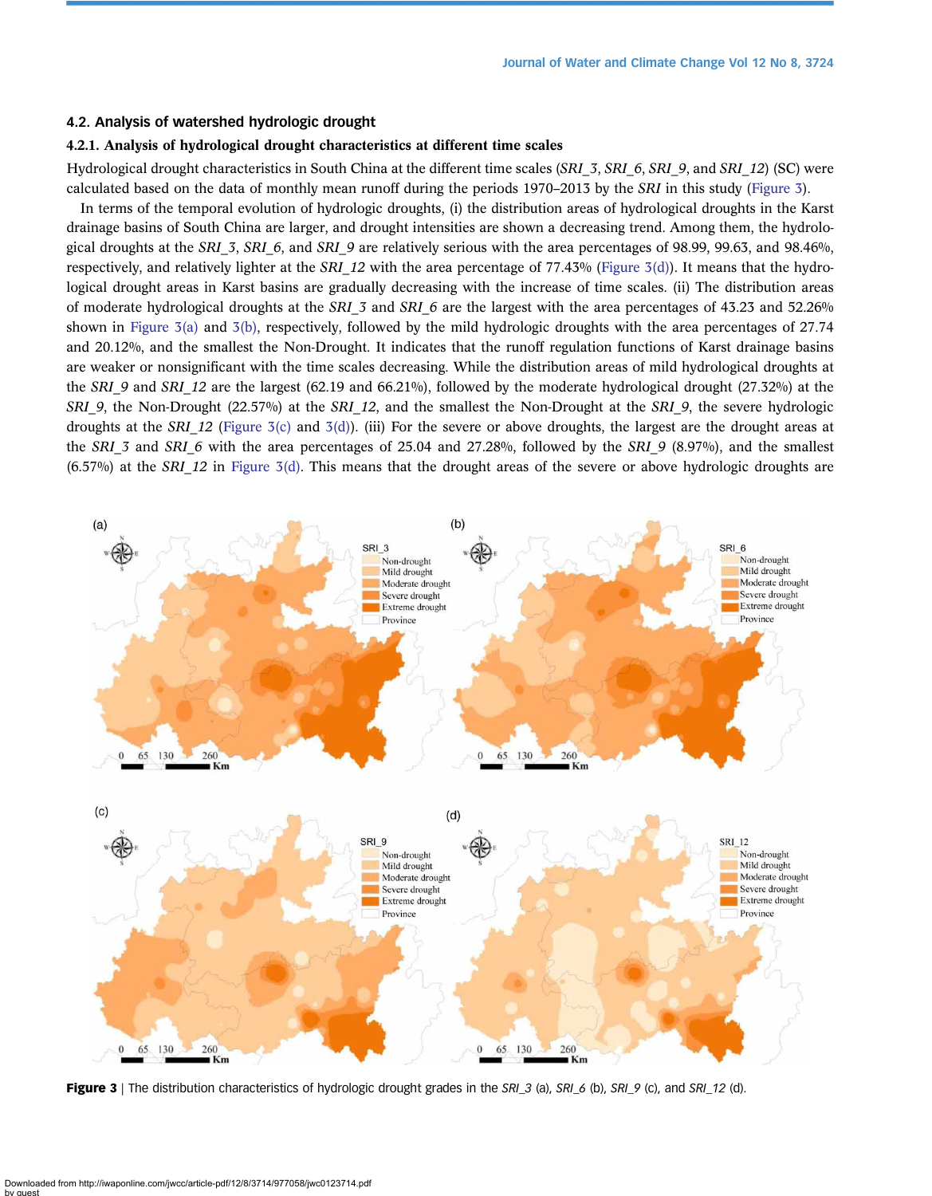### 4.2. Analysis of watershed hydrologic drought

#### 4.2.1. Analysis of hydrological drought characteristics at different time scales

Hydrological drought characteristics in South China at the different time scales (*SRI_3*, *SRI_6*, *SRI_9*, and *SRI_12*) (SC) were calculated based on the data of monthly mean runoff during the periods 1970–2013 by the *SRI* in this study (Figure 3).

In terms of the temporal evolution of hydrologic droughts, (i) the distribution areas of hydrological droughts in the Karst drainage basins of South China are larger, and drought intensities are shown a decreasing trend. Among them, the hydrological droughts at the *SRI_3*, *SRI_6*, and *SRI_9* are relatively serious with the area percentages of 98.99, 99.63, and 98.46%, respectively, and relatively lighter at the *SRI_12* with the area percentage of 77.43% (Figure 3(d)). It means that the hydrological drought areas in Karst basins are gradually decreasing with the increase of time scales. (ii) The distribution areas of moderate hydrological droughts at the *SRI_3* and *SRI_6* are the largest with the area percentages of 43.23 and 52.26% shown in Figure 3(a) and 3(b), respectively, followed by the mild hydrologic droughts with the area percentages of 27.74 and 20.12%, and the smallest the Non-Drought. It indicates that the runoff regulation functions of Karst drainage basins are weaker or nonsignificant with the time scales decreasing. While the distribution areas of mild hydrological droughts at the *SRI_9* and *SRI_12* are the largest (62.19 and 66.21%), followed by the moderate hydrological drought (27.32%) at the *SRI_9*, the Non-Drought (22.57%) at the *SRI_12*, and the smallest the Non-Drought at the *SRI_9*, the severe hydrologic droughts at the *SRI_12* (Figure 3(c) and 3(d)). (iii) For the severe or above droughts, the largest are the drought areas at the *SRI_3* and *SRI_6* with the area percentages of 25.04 and 27.28%, followed by the *SRI_9* (8.97%), and the smallest (6.57%) at the *SRI_12* in Figure 3(d). This means that the drought areas of the severe or above hydrologic droughts are

**Figure 3** | The distribution characteristics of hydrologic drought grades in the *SRI_3* (a), *SRI_6* (b), *SRI_9* (c), and *SRI_12* (d).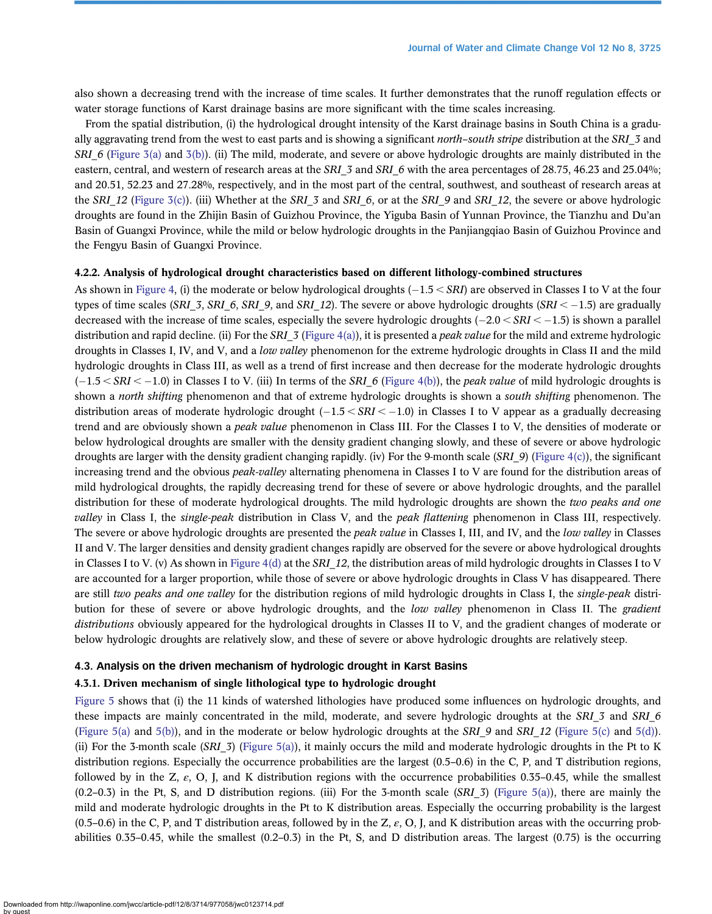also shown a decreasing trend with the increase of time scales. It further demonstrates that the runoff regulation effects or water storage functions of Karst drainage basins are more significant with the time scales increasing.

From the spatial distribution, (i) the hydrological drought intensity of the Karst drainage basins in South China is a gradually aggravating trend from the west to east parts and is showing a significant *north–south stripe* distribution at the *SRI_3* and *SRI_6* (Figure 3(a) and 3(b)). (ii) The mild, moderate, and severe or above hydrologic droughts are mainly distributed in the eastern, central, and western of research areas at the *SRI_3* and *SRI_6* with the area percentages of 28.75, 46.23 and 25.04%; and 20.51, 52.23 and 27.28%, respectively, and in the most part of the central, southwest, and southeast of research areas at the *SRI_12* (Figure 3(c)). (iii) Whether at the *SRI_3* and *SRI_6*, or at the *SRI_9* and *SRI_12*, the severe or above hydrologic droughts are found in the Zhijin Basin of Guizhou Province, the Yiguba Basin of Yunnan Province, the Tianzhu and Du'an Basin of Guangxi Province, while the mild or below hydrologic droughts in the Panjiangqiao Basin of Guizhou Province and the Fengyu Basin of Guangxi Province.

#### 4.2.2. Analysis of hydrological drought characteristics based on different lithology-combined structures

As shown in Figure 4, (i) the moderate or below hydrological droughts ($-1.5 < SRI$) are observed in Classes I to V at the four types of time scales (*SRI_3*, *SRI_6*, *SRI_9*, and *SRI_12*). The severe or above hydrologic droughts ($SRI < -1.5$) are gradually decreased with the increase of time scales, especially the severe hydrologic droughts ($-2.0 < SRI < -1.5$) is shown a parallel distribution and rapid decline. (ii) For the *SRI_3* (Figure 4(a)), it is presented a *peak value* for the mild and extreme hydrologic droughts in Classes I, IV, and V, and a *low valley* phenomenon for the extreme hydrologic droughts in Class II and the mild hydrologic droughts in Class III, as well as a trend of first increase and then decrease for the moderate hydrologic droughts ($-1.5 < SRI < -1.0$) in Classes I to V. (iii) In terms of the *SRI_6* (Figure 4(b)), the *peak value* of mild hydrologic droughts is shown a *north shifting* phenomenon and that of extreme hydrologic droughts is shown a *south shifting* phenomenon. The distribution areas of moderate hydrologic drought ($-1.5 < SRI < -1.0$) in Classes I to V appear as a gradually decreasing trend and are obviously shown a *peak value* phenomenon in Class III. For the Classes I to V, the densities of moderate or below hydrological droughts are smaller with the density gradient changing slowly, and these of severe or above hydrologic droughts are larger with the density gradient changing rapidly. (iv) For the 9-month scale (*SRI_9*) (Figure 4(c)), the significant increasing trend and the obvious *peak-valley* alternating phenomena in Classes I to V are found for the distribution areas of mild hydrological droughts, the rapidly decreasing trend for these of severe or above hydrologic droughts, and the parallel distribution for these of moderate hydrological droughts. The mild hydrologic droughts are shown the *two peaks and one valley* in Class I, the *single-peak* distribution in Class V, and the *peak flattening* phenomenon in Class III, respectively. The severe or above hydrologic droughts are presented the *peak value* in Classes I, III, and IV, and the *low valley* in Classes II and V. The larger densities and density gradient changes rapidly are observed for the severe or above hydrological droughts in Classes I to V. (v) As shown in Figure 4(d) at the *SRI_12*, the distribution areas of mild hydrologic droughts in Classes I to V are accounted for a larger proportion, while those of severe or above hydrologic droughts in Class V has disappeared. There are still *two peaks and one valley* for the distribution regions of mild hydrologic droughts in Class I, the *single-peak* distribution for these of severe or above hydrologic droughts, and the *low valley* phenomenon in Class II. The *gradient distributions* obviously appeared for the hydrological droughts in Classes II to V, and the gradient changes of moderate or below hydrologic droughts are relatively slow, and these of severe or above hydrologic droughts are relatively steep.

### 4.3. Analysis on the driven mechanism of hydrologic drought in Karst Basins

#### 4.3.1. Driven mechanism of single lithological type to hydrologic drought

Figure 5 shows that (i) the 11 kinds of watershed lithologies have produced some influences on hydrologic droughts, and these impacts are mainly concentrated in the mild, moderate, and severe hydrologic droughts at the *SRI_3* and *SRI_6* (Figure 5(a) and 5(b)), and in the moderate or below hydrologic droughts at the *SRI_9* and *SRI_12* (Figure 5(c) and 5(d)). (ii) For the 3-month scale (*SRI_3*) (Figure 5(a)), it mainly occurs the mild and moderate hydrologic droughts in the Pt to K distribution regions. Especially the occurrence probabilities are the largest (0.5–0.6) in the C, P, and T distribution regions, followed by in the Z, $\varepsilon$, O, J, and K distribution regions with the occurrence probabilities 0.35–0.45, while the smallest (0.2–0.3) in the Pt, S, and D distribution regions. (iii) For the 3-month scale (*SRI_3*) (Figure 5(a)), there are mainly the mild and moderate hydrologic droughts in the Pt to K distribution areas. Especially the occurring probability is the largest (0.5–0.6) in the C, P, and T distribution areas, followed by in the Z, $\varepsilon$, O, J, and K distribution areas with the occurring probabilities 0.35–0.45, while the smallest (0.2–0.3) in the Pt, S, and D distribution areas. The largest (0.75) is the occurring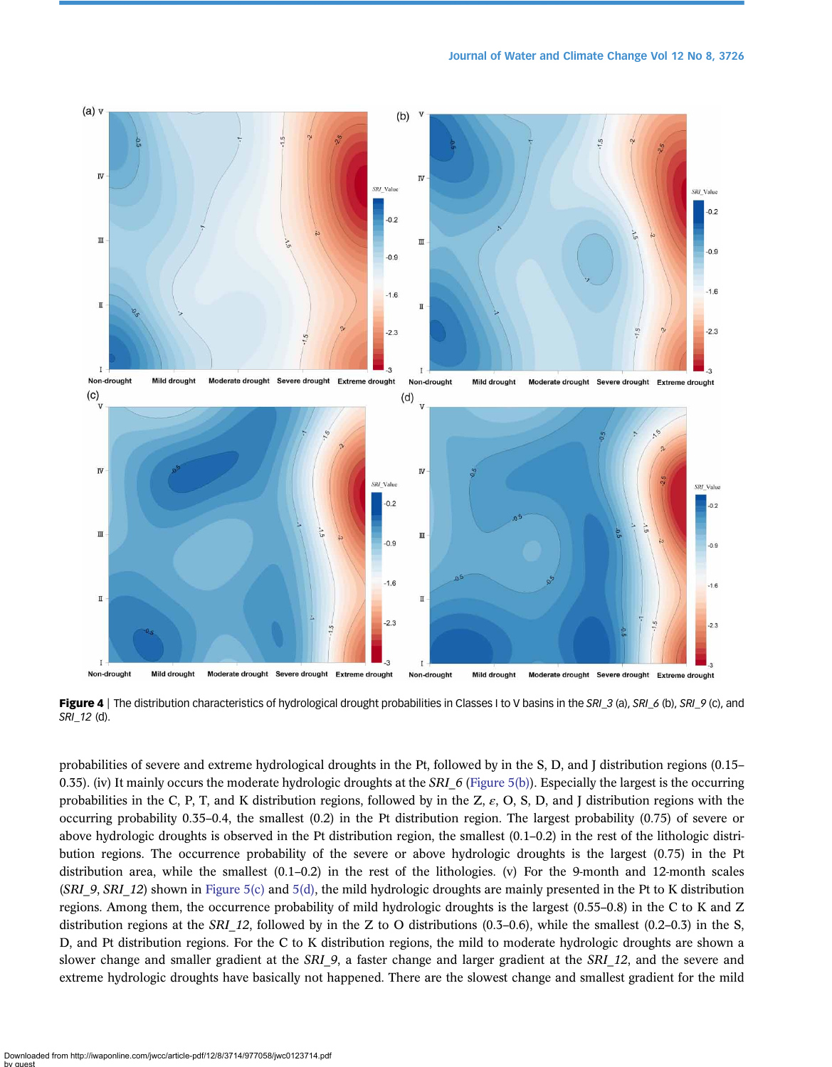**Figure 4** | The distribution characteristics of hydrological drought probabilities in Classes I to V basins in the *SRI_3* (a), *SRI_6* (b), *SRI_9* (c), and *SRI_12* (d).

probabilities of severe and extreme hydrological droughts in the Pt, followed by in the S, D, and J distribution regions (0.15–0.35). (iv) It mainly occurs the moderate hydrologic droughts at the *SRI_6* (Figure 5(b)). Especially the largest is the occurring probabilities in the C, P, T, and K distribution regions, followed by in the Z, $\varepsilon$, O, S, D, and J distribution regions with the occurring probability 0.35–0.4, the smallest (0.2) in the Pt distribution region. The largest probability (0.75) of severe or above hydrologic droughts is observed in the Pt distribution region, the smallest (0.1–0.2) in the rest of the lithologic distribution regions. The occurrence probability of the severe or above hydrologic droughts is the largest (0.75) in the Pt distribution area, while the smallest (0.1–0.2) in the rest of the lithologies. (v) For the 9-month and 12-month scales (*SRI_9*, *SRI_12*) shown in Figure 5(c) and 5(d), the mild hydrologic droughts are mainly presented in the Pt to K distribution regions. Among them, the occurrence probability of mild hydrologic droughts is the largest (0.55–0.8) in the C to K and Z distribution regions at the *SRI_12*, followed by in the Z to O distributions (0.3–0.6), while the smallest (0.2–0.3) in the S, D, and Pt distribution regions. For the C to K distribution regions, the mild to moderate hydrologic droughts are shown a slower change and smaller gradient at the *SRI_9*, a faster change and larger gradient at the *SRI_12*, and the severe and extreme hydrologic droughts have basically not happened. There are the slowest change and smallest gradient for the mild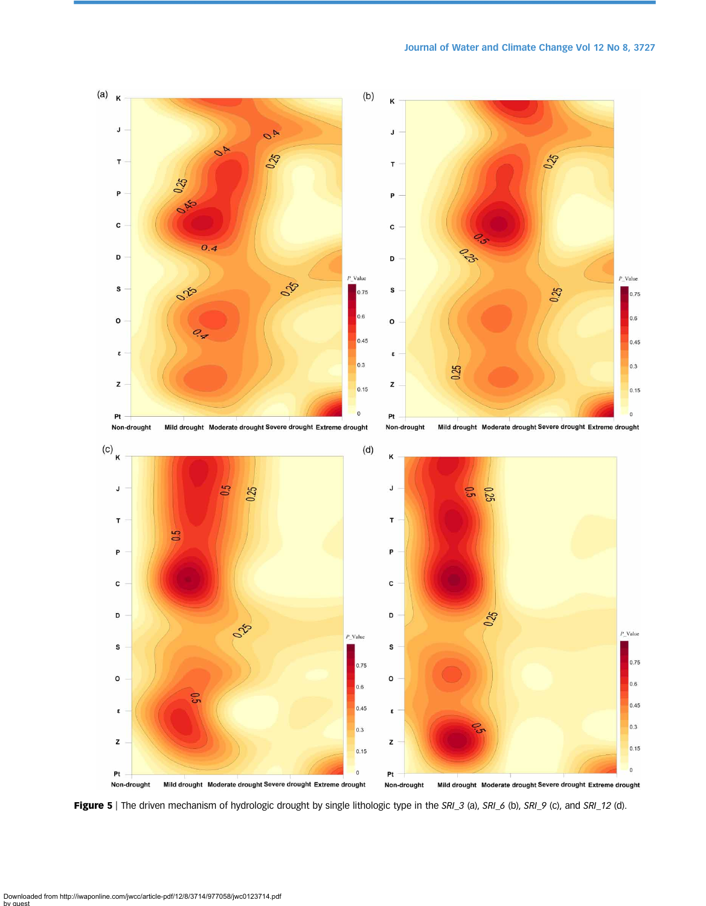**Figure 5** | The driven mechanism of hydrologic drought by single lithologic type in the *SRI_3* (a), *SRI_6* (b), *SRI_9* (c), and *SRI_12* (d).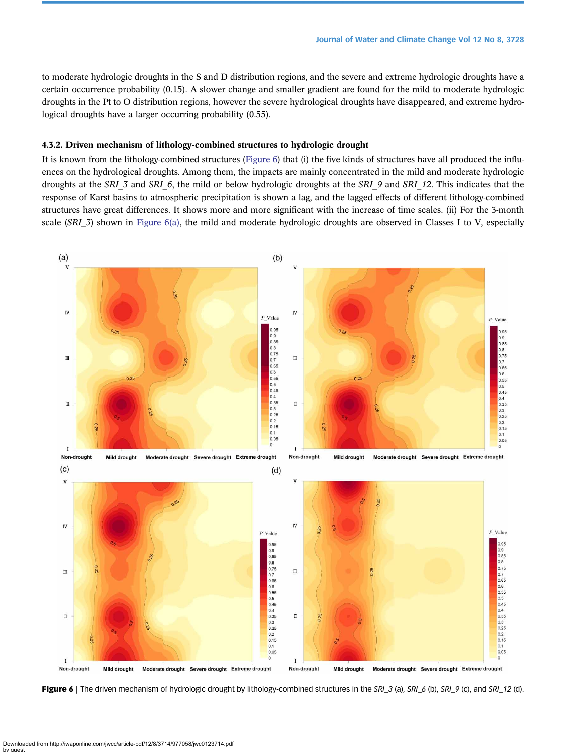to moderate hydrologic droughts in the S and D distribution regions, and the severe and extreme hydrologic droughts have a certain occurrence probability (0.15). A slower change and smaller gradient are found for the mild to moderate hydrologic droughts in the Pt to O distribution regions, however the severe hydrological droughts have disappeared, and extreme hydrological droughts have a larger occurring probability (0.55).

### 4.3.2. Driven mechanism of lithology-combined structures to hydrologic drought

It is known from the lithology-combined structures (Figure 6) that (i) the five kinds of structures have all produced the influences on the hydrological droughts. Among them, the impacts are mainly concentrated in the mild and moderate hydrologic droughts at the *SRI_3* and *SRI_6*, the mild or below hydrologic droughts at the *SRI_9* and *SRI_12*. This indicates that the response of Karst basins to atmospheric precipitation is shown a lag, and the lagged effects of different lithology-combined structures have great differences. It shows more and more significant with the increase of time scales. (ii) For the 3-month scale (*SRI_3*) shown in Figure 6(a), the mild and moderate hydrologic droughts are observed in Classes I to V, especially

**Figure 6** | The driven mechanism of hydrologic drought by lithology-combined structures in the *SRI_3* (a), *SRI_6* (b), *SRI_9* (c), and *SRI_12* (d).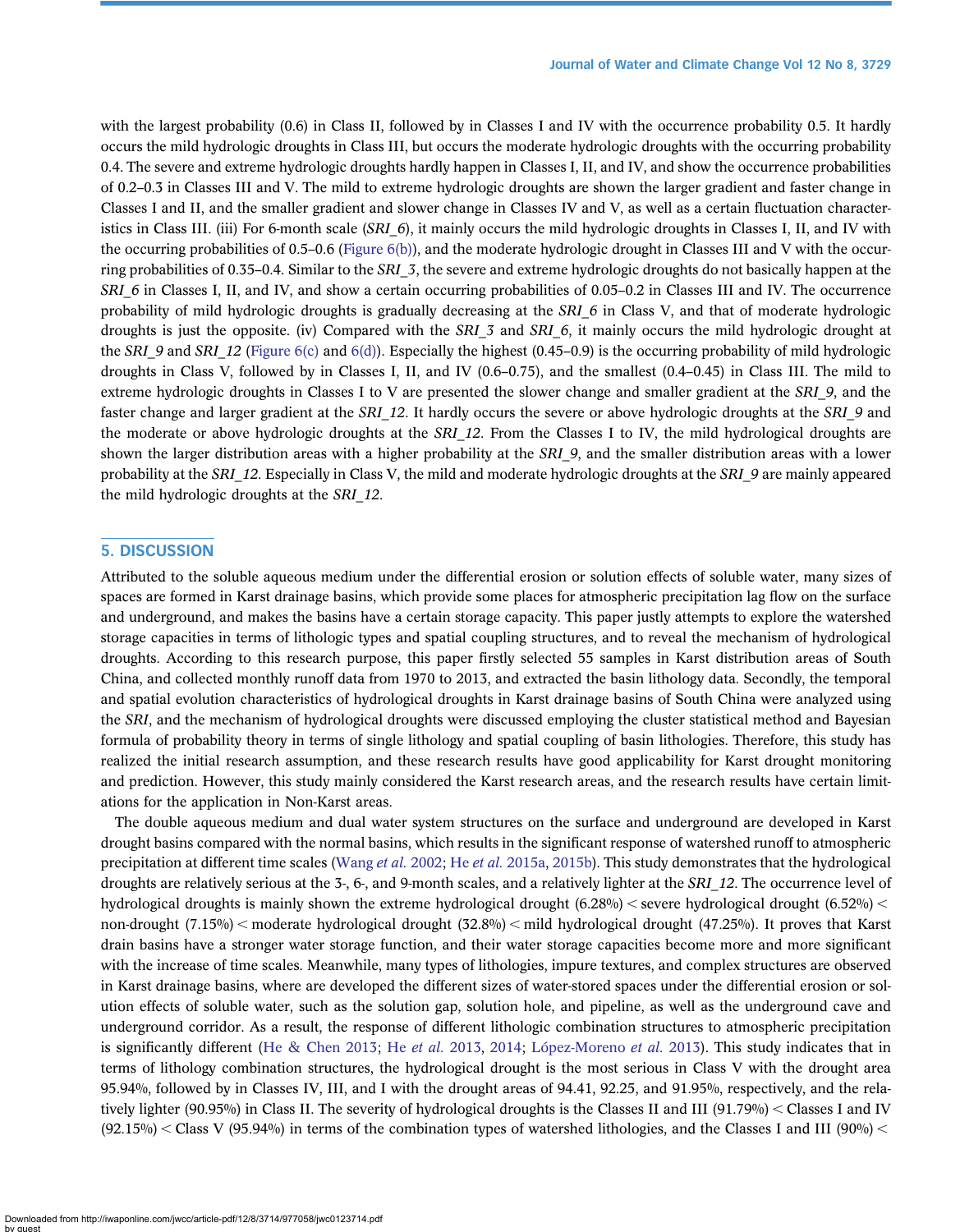with the largest probability (0.6) in Class II, followed by in Classes I and IV with the occurrence probability 0.5. It hardly occurs the mild hydrologic droughts in Class III, but occurs the moderate hydrologic droughts with the occurring probability 0.4. The severe and extreme hydrologic droughts hardly happen in Classes I, II, and IV, and show the occurrence probabilities of 0.2–0.3 in Classes III and V. The mild to extreme hydrologic droughts are shown the larger gradient and faster change in Classes I and II, and the smaller gradient and slower change in Classes IV and V, as well as a certain fluctuation characteristics in Class III. (iii) For 6-month scale (*SRI_6*), it mainly occurs the mild hydrologic droughts in Classes I, II, and IV with the occurring probabilities of 0.5–0.6 (Figure 6(b)), and the moderate hydrologic drought in Classes III and V with the occurring probabilities of 0.35–0.4. Similar to the *SRI_3*, the severe and extreme hydrologic droughts do not basically happen at the *SRI_6* in Classes I, II, and IV, and show a certain occurring probabilities of 0.05–0.2 in Classes III and IV. The occurrence probability of mild hydrologic droughts is gradually decreasing at the *SRI_6* in Class V, and that of moderate hydrologic droughts is just the opposite. (iv) Compared with the *SRI_3* and *SRI_6*, it mainly occurs the mild hydrologic drought at the *SRI_9* and *SRI_12* (Figure 6(c) and 6(d)). Especially the highest (0.45–0.9) is the occurring probability of mild hydrologic droughts in Class V, followed by in Classes I, II, and IV (0.6–0.75), and the smallest (0.4–0.45) in Class III. The mild to extreme hydrologic droughts in Classes I to V are presented the slower change and smaller gradient at the *SRI_9*, and the faster change and larger gradient at the *SRI_12*. It hardly occurs the severe or above hydrologic droughts at the *SRI_9* and the moderate or above hydrologic droughts at the *SRI_12*. From the Classes I to IV, the mild hydrological droughts are shown the larger distribution areas with a higher probability at the *SRI_9*, and the smaller distribution areas with a lower probability at the *SRI_12*. Especially in Class V, the mild and moderate hydrologic droughts at the *SRI_9* are mainly appeared the mild hydrologic droughts at the *SRI_12*.

## 5. DISCUSSION

Attributed to the soluble aqueous medium under the differential erosion or solution effects of soluble water, many sizes of spaces are formed in Karst drainage basins, which provide some places for atmospheric precipitation lag flow on the surface and underground, and makes the basins have a certain storage capacity. This paper justly attempts to explore the watershed storage capacities in terms of lithologic types and spatial coupling structures, and to reveal the mechanism of hydrological droughts. According to this research purpose, this paper firstly selected 55 samples in Karst distribution areas of South China, and collected monthly runoff data from 1970 to 2013, and extracted the basin lithology data. Secondly, the temporal and spatial evolution characteristics of hydrological droughts in Karst drainage basins of South China were analyzed using the *SRI*, and the mechanism of hydrological droughts were discussed employing the cluster statistical method and Bayesian formula of probability theory in terms of single lithology and spatial coupling of basin lithologies. Therefore, this study has realized the initial research assumption, and these research results have good applicability for Karst drought monitoring and prediction. However, this study mainly considered the Karst research areas, and the research results have certain limitations for the application in Non-Karst areas.

The double aqueous medium and dual water system structures on the surface and underground are developed in Karst drought basins compared with the normal basins, which results in the significant response of watershed runoff to atmospheric precipitation at different time scales (Wang *et al.* 2002; He *et al.* 2015a, 2015b). This study demonstrates that the hydrological droughts are relatively serious at the 3-, 6-, and 9-month scales, and a relatively lighter at the *SRI_12*. The occurrence level of hydrological droughts is mainly shown the extreme hydrological drought (6.28%) < severe hydrological drought (6.52%) < non-drought (7.15%) < moderate hydrological drought (32.8%) < mild hydrological drought (47.25%). It proves that Karst drain basins have a stronger water storage function, and their water storage capacities become more and more significant with the increase of time scales. Meanwhile, many types of lithologies, impure textures, and complex structures are observed in Karst drainage basins, where are developed the different sizes of water-stored spaces under the differential erosion or solution effects of soluble water, such as the solution gap, solution hole, and pipeline, as well as the underground cave and underground corridor. As a result, the response of different lithologic combination structures to atmospheric precipitation is significantly different (He & Chen 2013; He *et al.* 2013, 2014; López-Moreno *et al.* 2013). This study indicates that in terms of lithology combination structures, the hydrological drought is the most serious in Class V with the drought area 95.94%, followed by in Classes IV, III, and I with the drought areas of 94.41, 92.25, and 91.95%, respectively, and the relatively lighter (90.95%) in Class II. The severity of hydrological droughts is the Classes II and III (91.79%) < Classes I and IV (92.15%) < Class V (95.94%) in terms of the combination types of watershed lithologies, and the Classes I and III (90%) <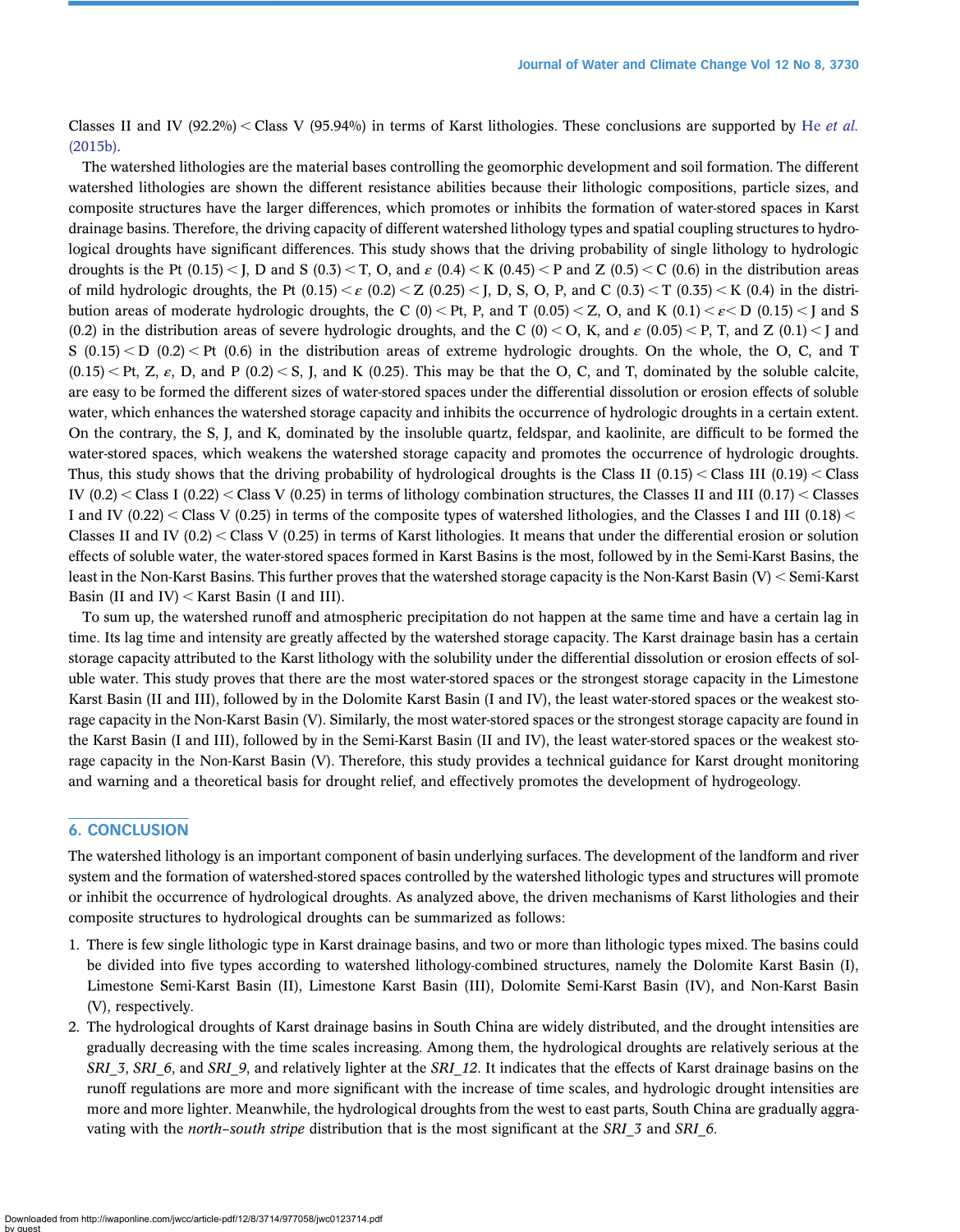Classes II and IV (92.2%) < Class V (95.94%) in terms of Karst lithologies. These conclusions are supported by He *et al.* (2015b).

The watershed lithologies are the material bases controlling the geomorphic development and soil formation. The different watershed lithologies are shown the different resistance abilities because their lithologic compositions, particle sizes, and composite structures have the larger differences, which promotes or inhibits the formation of water-stored spaces in Karst drainage basins. Therefore, the driving capacity of different watershed lithology types and spatial coupling structures to hydrological droughts have significant differences. This study shows that the driving probability of single lithology to hydrologic droughts is the Pt (0.15) < J, D and S (0.3) < T, O, and $\varepsilon$ (0.4) < K (0.45) < P and Z (0.5) < C (0.6) in the distribution areas of mild hydrologic droughts, the Pt (0.15) < $\varepsilon$ (0.2) < Z (0.25) < J, D, S, O, P, and C (0.3) < T (0.35) < K (0.4) in the distribution areas of moderate hydrologic droughts, the C (0) < Pt, P, and T (0.05) < Z, O, and K (0.1) < $\varepsilon$ < D (0.15) < J and S (0.2) in the distribution areas of severe hydrologic droughts, and the C (0) < O, K, and $\varepsilon$ (0.05) < P, T, and Z (0.1) < J and S (0.15) < D (0.2) < Pt (0.6) in the distribution areas of extreme hydrologic droughts. On the whole, the O, C, and T (0.15) < Pt, Z, $\varepsilon$, D, and P (0.2) < S, J, and K (0.25). This may be that the O, C, and T, dominated by the soluble calcite, are easy to be formed the different sizes of water-stored spaces under the differential dissolution or erosion effects of soluble water, which enhances the watershed storage capacity and inhibits the occurrence of hydrologic droughts in a certain extent. On the contrary, the S, J, and K, dominated by the insoluble quartz, feldspar, and kaolinite, are difficult to be formed the water-stored spaces, which weakens the watershed storage capacity and promotes the occurrence of hydrologic droughts. Thus, this study shows that the driving probability of hydrological droughts is the Class II (0.15) < Class III (0.19) < Class IV (0.2) < Class I (0.22) < Class V (0.25) in terms of lithology combination structures, the Classes II and III (0.17) < Classes I and IV (0.22) < Class V (0.25) in terms of the composite types of watershed lithologies, and the Classes I and III (0.18) < Classes II and IV (0.2) < Class V (0.25) in terms of Karst lithologies. It means that under the differential erosion or solution effects of soluble water, the water-stored spaces formed in Karst Basins is the most, followed by in the Semi-Karst Basins, the least in the Non-Karst Basins. This further proves that the watershed storage capacity is the Non-Karst Basin (V) < Semi-Karst Basin (II and IV) < Karst Basin (I and III).

To sum up, the watershed runoff and atmospheric precipitation do not happen at the same time and have a certain lag in time. Its lag time and intensity are greatly affected by the watershed storage capacity. The Karst drainage basin has a certain storage capacity attributed to the Karst lithology with the solubility under the differential dissolution or erosion effects of soluble water. This study proves that there are the most water-stored spaces or the strongest storage capacity in the Limestone Karst Basin (II and III), followed by in the Dolomite Karst Basin (I and IV), the least water-stored spaces or the weakest storage capacity in the Non-Karst Basin (V). Similarly, the most water-stored spaces or the strongest storage capacity are found in the Karst Basin (I and III), followed by in the Semi-Karst Basin (II and IV), the least water-stored spaces or the weakest storage capacity in the Non-Karst Basin (V). Therefore, this study provides a technical guidance for Karst drought monitoring and warning and a theoretical basis for drought relief, and effectively promotes the development of hydrogeology.

## 6. CONCLUSION

The watershed lithology is an important component of basin underlying surfaces. The development of the landform and river system and the formation of watershed-stored spaces controlled by the watershed lithologic types and structures will promote or inhibit the occurrence of hydrological droughts. As analyzed above, the driven mechanisms of Karst lithologies and their composite structures to hydrological droughts can be summarized as follows:

1. There is few single lithologic type in Karst drainage basins, and two or more than lithologic types mixed. The basins could be divided into five types according to watershed lithology-combined structures, namely the Dolomite Karst Basin (I), Limestone Semi-Karst Basin (II), Limestone Karst Basin (III), Dolomite Semi-Karst Basin (IV), and Non-Karst Basin (V), respectively.
2. The hydrological droughts of Karst drainage basins in South China are widely distributed, and the drought intensities are gradually decreasing with the time scales increasing. Among them, the hydrological droughts are relatively serious at the *SRI_3*, *SRI_6*, and *SRI_9*, and relatively lighter at the *SRI_12*. It indicates that the effects of Karst drainage basins on the runoff regulations are more and more significant with the increase of time scales, and hydrologic drought intensities are more and more lighter. Meanwhile, the hydrological droughts from the west to east parts, South China are gradually aggravating with the *north–south stripe* distribution that is the most significant at the *SRI_3* and *SRI_6*.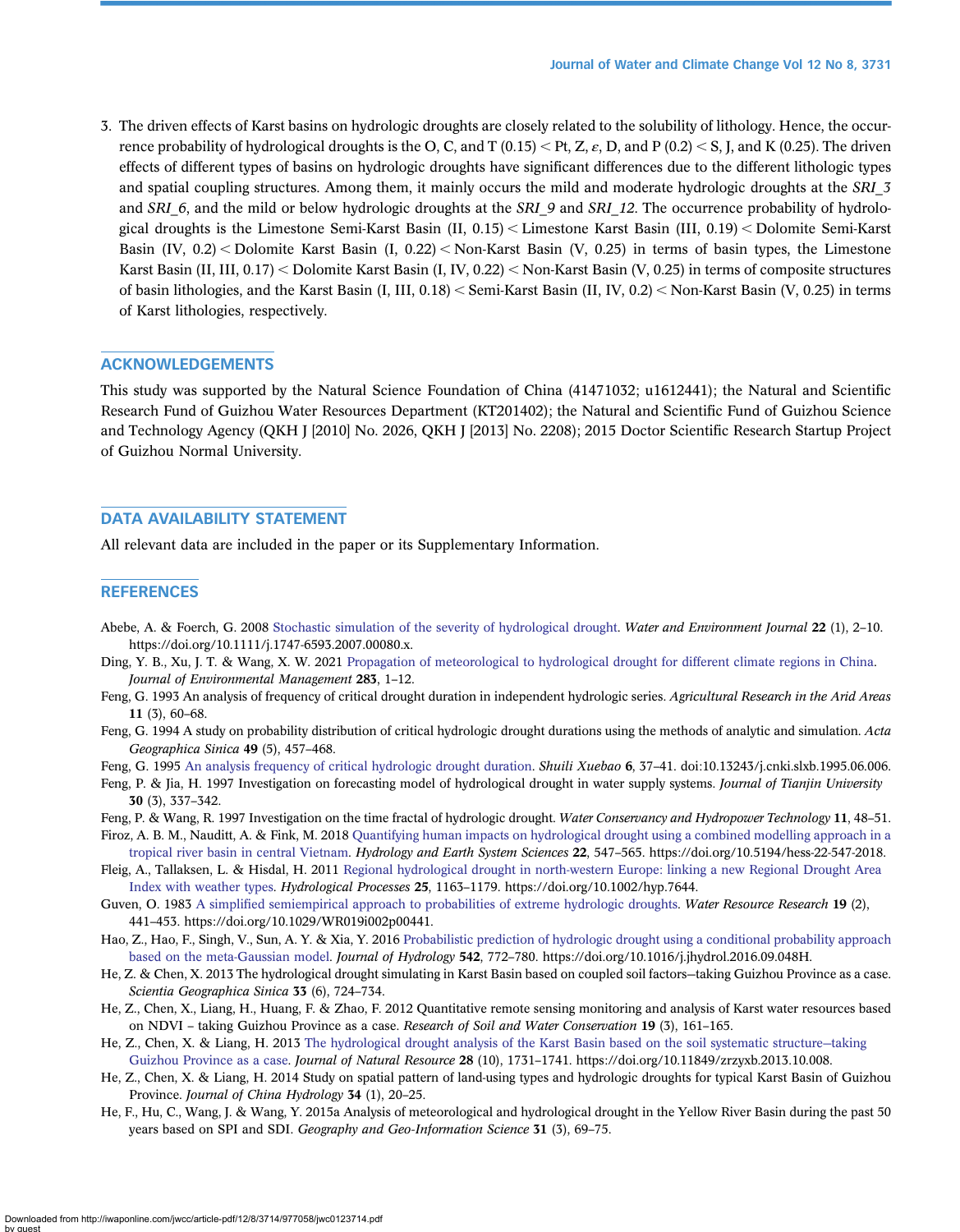3. The driven effects of Karst basins on hydrologic droughts are closely related to the solubility of lithology. Hence, the occurrence probability of hydrological droughts is the O, C, and T (0.15) < Pt, Z, $\varepsilon$, D, and P (0.2) < S, J, and K (0.25). The driven effects of different types of basins on hydrologic droughts have significant differences due to the different lithologic types and spatial coupling structures. Among them, it mainly occurs the mild and moderate hydrologic droughts at the *SRI_3* and *SRI_6*, and the mild or below hydrologic droughts at the *SRI_9* and *SRI_12*. The occurrence probability of hydrological droughts is the Limestone Semi-Karst Basin (II, 0.15) < Limestone Karst Basin (III, 0.19) < Dolomite Semi-Karst Basin (IV, 0.2) < Dolomite Karst Basin (I, 0.22) < Non-Karst Basin (V, 0.25) in terms of basin types, the Limestone Karst Basin (II, III, 0.17) < Dolomite Karst Basin (I, IV, 0.22) < Non-Karst Basin (V, 0.25) in terms of composite structures of basin lithologies, and the Karst Basin (I, III, 0.18) < Semi-Karst Basin (II, IV, 0.2) < Non-Karst Basin (V, 0.25) in terms of Karst lithologies, respectively.

## ACKNOWLEDGEMENTS

This study was supported by the Natural Science Foundation of China (41471032; u1612441); the Natural and Scientific Research Fund of Guizhou Water Resources Department (KT201402); the Natural and Scientific Fund of Guizhou Science and Technology Agency (QKH J [2010] No. 2026, QKH J [2013] No. 2208); 2015 Doctor Scientific Research Startup Project of Guizhou Normal University.

## DATA AVAILABILITY STATEMENT

All relevant data are included in the paper or its Supplementary Information.

## REFERENCES

Abebe, A. & Foerch, G. 2008 Stochastic simulation of the severity of hydrological drought. *Water and Environment Journal* **22** (1), 2–10. https://doi.org/10.1111/j.1747-6593.2007.00080.x.

Ding, Y. B., Xu, J. T. & Wang, X. W. 2021 Propagation of meteorological to hydrological drought for different climate regions in China. *Journal of Environmental Management* **283**, 1–12.

Feng, G. 1993 An analysis of frequency of critical drought duration in independent hydrologic series. *Agricultural Research in the Arid Areas* **11** (3), 60–68.

Feng, G. 1994 A study on probability distribution of critical hydrologic drought durations using the methods of analytic and simulation. *Acta Geographica Sinica* **49** (5), 457–468.

Feng, G. 1995 An analysis frequency of critical hydrologic drought duration. *Shuili Xuebao* **6**, 37–41. doi:10.13243/j.cnki.slxb.1995.06.006.

Feng, P. & Jia, H. 1997 Investigation on forecasting model of hydrological drought in water supply systems. *Journal of Tianjin University* **30** (3), 337–342.

Feng, P. & Wang, R. 1997 Investigation on the time fractal of hydrologic drought. *Water Conservancy and Hydropower Technology* **11**, 48–51.

Firoz, A. B. M., Nauditt, A. & Fink, M. 2018 Quantifying human impacts on hydrological drought using a combined modelling approach in a tropical river basin in central Vietnam. *Hydrology and Earth System Sciences* **22**, 547–565. https://doi.org/10.5194/hess-22-547-2018.

Fleig, A., Tallaksen, L. & Hisdal, H. 2011 Regional hydrological drought in north-western Europe: linking a new Regional Drought Area Index with weather types. *Hydrological Processes* **25**, 1163–1179. https://doi.org/10.1002/hyp.7644.

Guven, O. 1983 A simplified semiempirical approach to probabilities of extreme hydrologic droughts. *Water Resource Research* **19** (2), 441–453. https://doi.org/10.1029/WR019i002p00441.

Hao, Z., Hao, F., Singh, V., Sun, A. Y. & Xia, Y. 2016 Probabilistic prediction of hydrologic drought using a conditional probability approach based on the meta-Gaussian model. *Journal of Hydrology* **542**, 772–780. https://doi.org/10.1016/j.jhydrol.2016.09.048H.

He, Z. & Chen, X. 2013 The hydrological drought simulating in Karst Basin based on coupled soil factors–taking Guizhou Province as a case. *Scientia Geographica Sinica* **33** (6), 724–734.

He, Z., Chen, X., Liang, H., Huang, F. & Zhao, F. 2012 Quantitative remote sensing monitoring and analysis of Karst water resources based on NDVI – taking Guizhou Province as a case. *Research of Soil and Water Conservation* **19** (3), 161–165.

He, Z., Chen, X. & Liang, H. 2013 The hydrological drought analysis of the Karst Basin based on the soil systematic structure–taking Guizhou Province as a case. *Journal of Natural Resource* **28** (10), 1731–1741. https://doi.org/10.11849/zrzyxb.2013.10.008.

He, Z., Chen, X. & Liang, H. 2014 Study on spatial pattern of land-using types and hydrologic droughts for typical Karst Basin of Guizhou Province. *Journal of China Hydrology* **34** (1), 20–25.

He, F., Hu, C., Wang, J. & Wang, Y. 2015a Analysis of meteorological and hydrological drought in the Yellow River Basin during the past 50 years based on SPI and SDI. *Geography and Geo-Information Science* **31** (3), 69–75.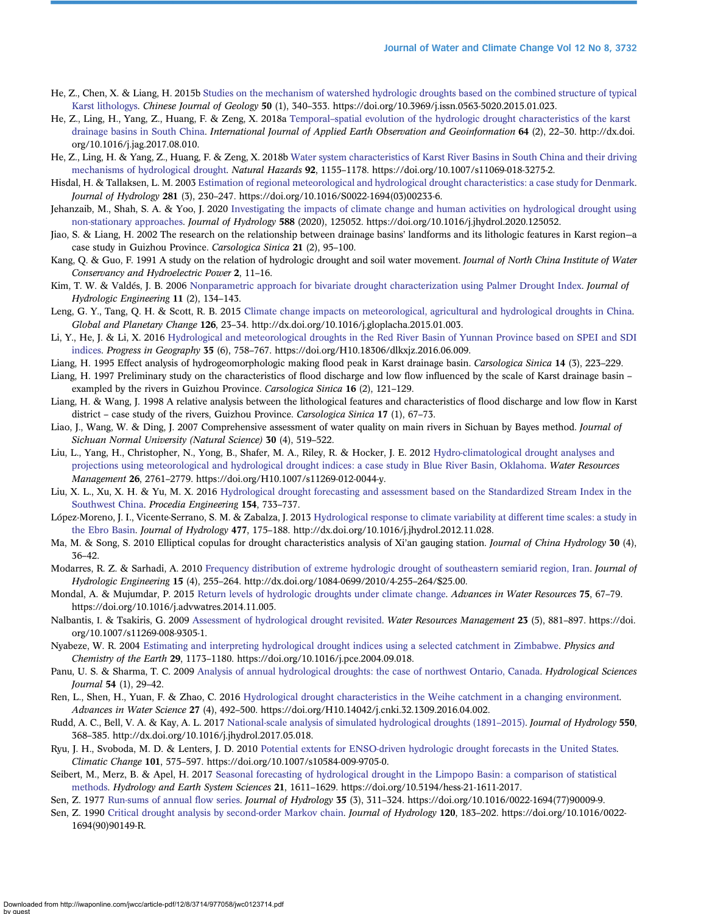He, Z., Chen, X. & Liang, H. 2015b Studies on the mechanism of watershed hydrologic droughts based on the combined structure of typical Karst lithologys. *Chinese Journal of Geology* **50** (1), 340–353. https://doi.org/10.3969/j.issn.0563-5020.2015.01.023.

He, Z., Ling, H., Yang, Z., Huang, F. & Zeng, X. 2018a Temporal–spatial evolution of the hydrologic drought characteristics of the karst drainage basins in South China. *International Journal of Applied Earth Observation and Geoinformation* **64** (2), 22–30. http://dx.doi.org/10.1016/j.jag.2017.08.010.

He, Z., Ling, H. & Yang, Z., Huang, F. & Zeng, X. 2018b Water system characteristics of Karst River Basins in South China and their driving mechanisms of hydrological drought. *Natural Hazards* **92**, 1155–1178. https://doi.org/10.1007/s11069-018-3275-2.

Hisdal, H. & Tallaksen, L. M. 2003 Estimation of regional meteorological and hydrological drought characteristics: a case study for Denmark. *Journal of Hydrology* **281** (3), 230–247. https://doi.org/10.1016/S0022-1694(03)00233-6.

Jehanzaib, M., Shah, S. A. & Yoo, J. 2020 Investigating the impacts of climate change and human activities on hydrological drought using non-stationary approaches. *Journal of Hydrology* **588** (2020), 125052. https://doi.org/10.1016/j.jhydrol.2020.125052.

Jiao, S. & Liang, H. 2002 The research on the relationship between drainage basins' landforms and its lithologic features in Karst region—a case study in Guizhou Province. *Carsologica Sinica* **21** (2), 95–100.

Kang, Q. & Guo, F. 1991 A study on the relation of hydrologic drought and soil water movement. *Journal of North China Institute of Water Conservancy and Hydroelectric Power* **2**, 11–16.

Kim, T. W. & Valdés, J. B. 2006 Nonparametric approach for bivariate drought characterization using Palmer Drought Index. *Journal of Hydrologic Engineering* **11** (2), 134–143.

Leng, G. Y., Tang, Q. H. & Scott, R. B. 2015 Climate change impacts on meteorological, agricultural and hydrological droughts in China. *Global and Planetary Change* **126**, 23–34. http://dx.doi.org/10.1016/j.gloplacha.2015.01.003.

Li, Y., He, J. & Li, X. 2016 Hydrological and meteorological droughts in the Red River Basin of Yunnan Province based on SPEI and SDI indices. *Progress in Geography* **35** (6), 758–767. https://doi.org/H10.18306/dlkxjz.2016.06.009.

Liang, H. 1995 Effect analysis of hydrogeomorphologic making flood peak in Karst drainage basin. *Carsologica Sinica* **14** (3), 223–229.

Liang, H. 1997 Preliminary study on the characteristics of flood discharge and low flow influenced by the scale of Karst drainage basin – exampled by the rivers in Guizhou Province. *Carsologica Sinica* **16** (2), 121–129.

Liang, H. & Wang, J. 1998 A relative analysis between the lithological features and characteristics of flood discharge and low flow in Karst district – case study of the rivers, Guizhou Province. *Carsologica Sinica* **17** (1), 67–73.

Liao, J., Wang, W. & Ding, J. 2007 Comprehensive assessment of water quality on main rivers in Sichuan by Bayes method. *Journal of Sichuan Normal University (Natural Science)* **30** (4), 519–522.

Liu, L., Yang, H., Christopher, N., Yong, B., Shafer, M. A., Riley, R. & Hocker, J. E. 2012 Hydro-climatological drought analyses and projections using meteorological and hydrological drought indices: a case study in Blue River Basin, Oklahoma. *Water Resources Management* **26**, 2761–2779. https://doi.org/H10.1007/s11269-012-0044-y.

Liu, X. L., Xu, X. H. & Yu, M. X. 2016 Hydrological drought forecasting and assessment based on the Standardized Stream Index in the Southwest China. *Procedia Engineering* **154**, 733–737.

López-Moreno, J. I., Vicente-Serrano, S. M. & Zabalza, J. 2013 Hydrological response to climate variability at different time scales: a study in the Ebro Basin. *Journal of Hydrology* **477**, 175–188. http://dx.doi.org/10.1016/j.jhydrol.2012.11.028.

Ma, M. & Song, S. 2010 Elliptical copulas for drought characteristics analysis of Xi'an gauging station. *Journal of China Hydrology* **30** (4), 36–42.

Modarres, R. Z. & Sarhadi, A. 2010 Frequency distribution of extreme hydrologic drought of southeastern semiarid region, Iran. *Journal of Hydrologic Engineering* **15** (4), 255–264. http://dx.doi.org/1084-0699/2010/4-255–264/$25.00.

Mondal, A. & Mujumdar, P. 2015 Return levels of hydrologic droughts under climate change. *Advances in Water Resources* **75**, 67–79. https://doi.org/10.1016/j.advwatres.2014.11.005.

Nalbantis, I. & Tsakiris, G. 2009 Assessment of hydrological drought revisited. *Water Resources Management* **23** (5), 881–897. https://doi.org/10.1007/s11269-008-9305-1.

Nyabeze, W. R. 2004 Estimating and interpreting hydrological drought indices using a selected catchment in Zimbabwe. *Physics and Chemistry of the Earth* **29**, 1173–1180. https://doi.org/10.1016/j.pce.2004.09.018.

Panu, U. S. & Sharma, T. C. 2009 Analysis of annual hydrological droughts: the case of northwest Ontario, Canada. *Hydrological Sciences Journal* **54** (1), 29–42.

Ren, L., Shen, H., Yuan, F. & Zhao, C. 2016 Hydrological drought characteristics in the Weihe catchment in a changing environment. *Advances in Water Science* **27** (4), 492–500. https://doi.org/H10.14042/j.cnki.32.1309.2016.04.002.

Rudd, A. C., Bell, V. A. & Kay, A. L. 2017 National-scale analysis of simulated hydrological droughts (1891–2015). *Journal of Hydrology* **550**, 368–385. http://dx.doi.org/10.1016/j.jhydrol.2017.05.018.

Ryu, J. H., Svoboda, M. D. & Lenters, J. D. 2010 Potential extents for ENSO-driven hydrologic drought forecasts in the United States. *Climatic Change* **101**, 575–597. https://doi.org/10.1007/s10584-009-9705-0.

Seibert, M., Merz, B. & Apel, H. 2017 Seasonal forecasting of hydrological drought in the Limpopo Basin: a comparison of statistical methods. *Hydrology and Earth System Sciences* **21**, 1611–1629. https://doi.org/10.5194/hess-21-1611-2017.

Sen, Z. 1977 Run-sums of annual flow series. *Journal of Hydrology* **35** (3), 311–324. https://doi.org/10.1016/0022-1694(77)90009-9.

Sen, Z. 1990 Critical drought analysis by second-order Markov chain. *Journal of Hydrology* **120**, 183–202. https://doi.org/10.1016/0022-1694(90)90149-R.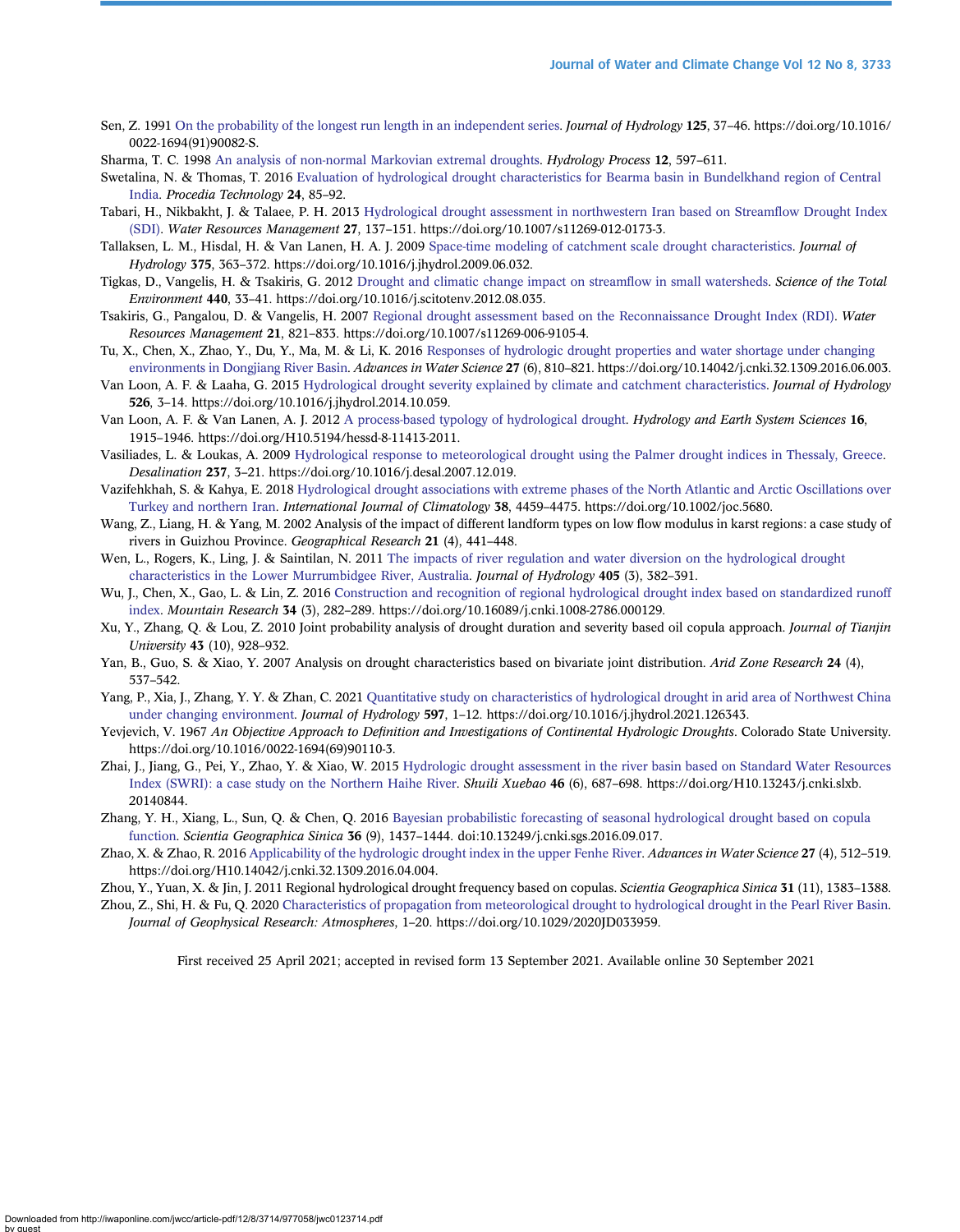Sen, Z. 1991 On the probability of the longest run length in an independent series. *Journal of Hydrology* **125**, 37–46. https://doi.org/10.1016/0022-1694(91)90082-S.

Sharma, T. C. 1998 An analysis of non-normal Markovian extremal droughts. *Hydrology Process* **12**, 597–611.

Swetalina, N. & Thomas, T. 2016 Evaluation of hydrological drought characteristics for Bearma basin in Bundelkhand region of Central India. *Procedia Technology* **24**, 85–92.

Tabari, H., Nikbakht, J. & Talaee, P. H. 2013 Hydrological drought assessment in northwestern Iran based on Streamflow Drought Index (SDI). *Water Resources Management* **27**, 137–151. https://doi.org/10.1007/s11269-012-0173-3.

Tallaksen, L. M., Hisdal, H. & Van Lanen, H. A. J. 2009 Space-time modeling of catchment scale drought characteristics. *Journal of Hydrology* **375**, 363–372. https://doi.org/10.1016/j.jhydrol.2009.06.032.

Tigkas, D., Vangelis, H. & Tsakiris, G. 2012 Drought and climatic change impact on streamflow in small watersheds. *Science of the Total Environment* **440**, 33–41. https://doi.org/10.1016/j.scitotenv.2012.08.035.

Tsakiris, G., Pangalou, D. & Vangelis, H. 2007 Regional drought assessment based on the Reconnaissance Drought Index (RDI). *Water Resources Management* **21**, 821–833. https://doi.org/10.1007/s11269-006-9105-4.

Tu, X., Chen, X., Zhao, Y., Du, Y., Ma, M. & Li, K. 2016 Responses of hydrologic drought properties and water shortage under changing environments in Dongjiang River Basin. *Advances in Water Science* **27** (6), 810–821. https://doi.org/10.14042/j.cnki.32.1309.2016.06.003.

Van Loon, A. F. & Laaha, G. 2015 Hydrological drought severity explained by climate and catchment characteristics. *Journal of Hydrology* **526**, 3–14. https://doi.org/10.1016/j.jhydrol.2014.10.059.

Van Loon, A. F. & Van Lanen, A. J. 2012 A process-based typology of hydrological drought. *Hydrology and Earth System Sciences* **16**, 1915–1946. https://doi.org/H10.5194/hessd-8-11413-2011.

Vasiliades, L. & Loukas, A. 2009 Hydrological response to meteorological drought using the Palmer drought indices in Thessaly, Greece. *Desalination* **237**, 3–21. https://doi.org/10.1016/j.desal.2007.12.019.

Vazifehkhah, S. & Kahya, E. 2018 Hydrological drought associations with extreme phases of the North Atlantic and Arctic Oscillations over Turkey and northern Iran. *International Journal of Climatology* **38**, 4459–4475. https://doi.org/10.1002/joc.5680.

Wang, Z., Liang, H. & Yang, M. 2002 Analysis of the impact of different landform types on low flow modulus in karst regions: a case study of rivers in Guizhou Province. *Geographical Research* **21** (4), 441–448.

Wen, L., Rogers, K., Ling, J. & Saintilan, N. 2011 The impacts of river regulation and water diversion on the hydrological drought characteristics in the Lower Murrumbidgee River, Australia. *Journal of Hydrology* **405** (3), 382–391.

Wu, J., Chen, X., Gao, L. & Lin, Z. 2016 Construction and recognition of regional hydrological drought index based on standardized runoff index. *Mountain Research* **34** (3), 282–289. https://doi.org/10.16089/j.cnki.1008-2786.000129.

Xu, Y., Zhang, Q. & Lou, Z. 2010 Joint probability analysis of drought duration and severity based oil copula approach. *Journal of Tianjin University* **43** (10), 928–932.

Yan, B., Guo, S. & Xiao, Y. 2007 Analysis on drought characteristics based on bivariate joint distribution. *Arid Zone Research* **24** (4), 537–542.

Yang, P., Xia, J., Zhang, Y. Y. & Zhan, C. 2021 Quantitative study on characteristics of hydrological drought in arid area of Northwest China under changing environment. *Journal of Hydrology* **597**, 1–12. https://doi.org/10.1016/j.jhydrol.2021.126343.

Yevjevich, V. 1967 *An Objective Approach to Definition and Investigations of Continental Hydrologic Droughts*. Colorado State University. https://doi.org/10.1016/0022-1694(69)90110-3.

Zhai, J., Jiang, G., Pei, Y., Zhao, Y. & Xiao, W. 2015 Hydrologic drought assessment in the river basin based on Standard Water Resources Index (SWRI): a case study on the Northern Haihe River. *Shuili Xuebao* **46** (6), 687–698. https://doi.org/H10.13243/j.cnki.slxb.20140844.

Zhang, Y. H., Xiang, L., Sun, Q. & Chen, Q. 2016 Bayesian probabilistic forecasting of seasonal hydrological drought based on copula function. *Scientia Geographica Sinica* **36** (9), 1437–1444. doi:10.13249/j.cnki.sgs.2016.09.017.

Zhao, X. & Zhao, R. 2016 Applicability of the hydrologic drought index in the upper Fenhe River. *Advances in Water Science* **27** (4), 512–519. https://doi.org/H10.14042/j.cnki.32.1309.2016.04.004.

Zhou, Y., Yuan, X. & Jin, J. 2011 Regional hydrological drought frequency based on copulas. *Scientia Geographica Sinica* **31** (11), 1383–1388.

Zhou, Z., Shi, H. & Fu, Q. 2020 Characteristics of propagation from meteorological drought to hydrological drought in the Pearl River Basin. *Journal of Geophysical Research: Atmospheres*, 1–20. https://doi.org/10.1029/2020JD033959.

First received 25 April 2021; accepted in revised form 13 September 2021. Available online 30 September 2021